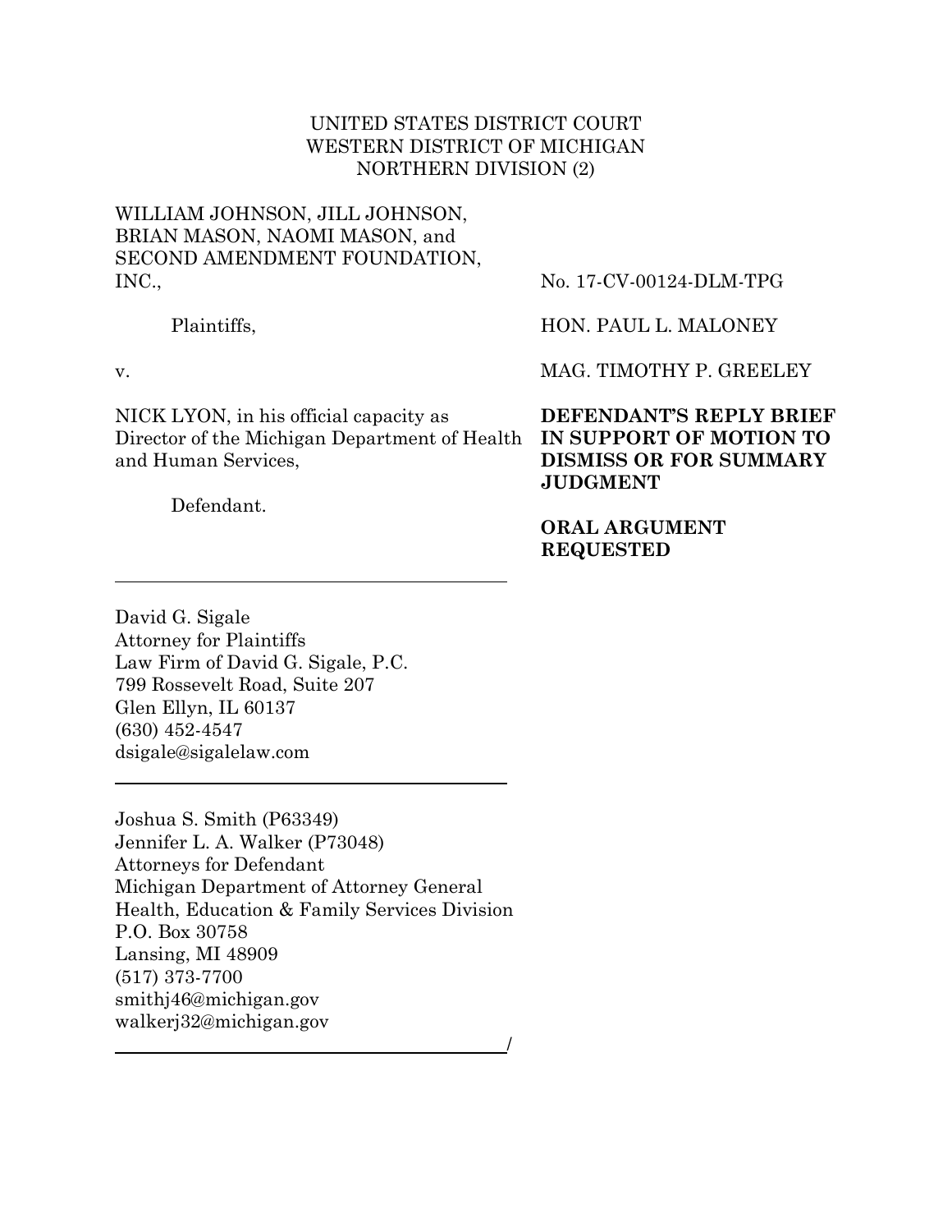UNITED STATES DISTRICT COURT
WESTERN DISTRICT OF MICHIGAN
NORTHERN DIVISION (2)

WILLIAM JOHNSON, JILL JOHNSON, BRIAN MASON, NAOMI MASON, and SECOND AMENDMENT FOUNDATION, INC.,

Plaintiffs,

v.

NICK LYON, in his official capacity as Director of the Michigan Department of Health and Human Services,

Defendant.

No. 17-CV-00124-DLM-TPG

HON. PAUL L. MALONEY

MAG. TIMOTHY P. GREELEY

**DEFENDANT'S REPLY BRIEF IN SUPPORT OF MOTION TO DISMISS OR FOR SUMMARY JUDGMENT**

**ORAL ARGUMENT REQUESTED**

---

David G. Sigale
Attorney for Plaintiffs
Law Firm of David G. Sigale, P.C.
799 Rossevelt Road, Suite 207
Glen Ellyn, IL 60137
(630) 452-4547
dsigale@sigalelaw.com

---

Joshua S. Smith (P63349)
Jennifer L. A. Walker (P73048)
Attorneys for Defendant
Michigan Department of Attorney General
Health, Education & Family Services Division
P.O. Box 30758
Lansing, MI 48909
(517) 373-7700
smithj46@michigan.gov
walkerj32@michigan.gov

---/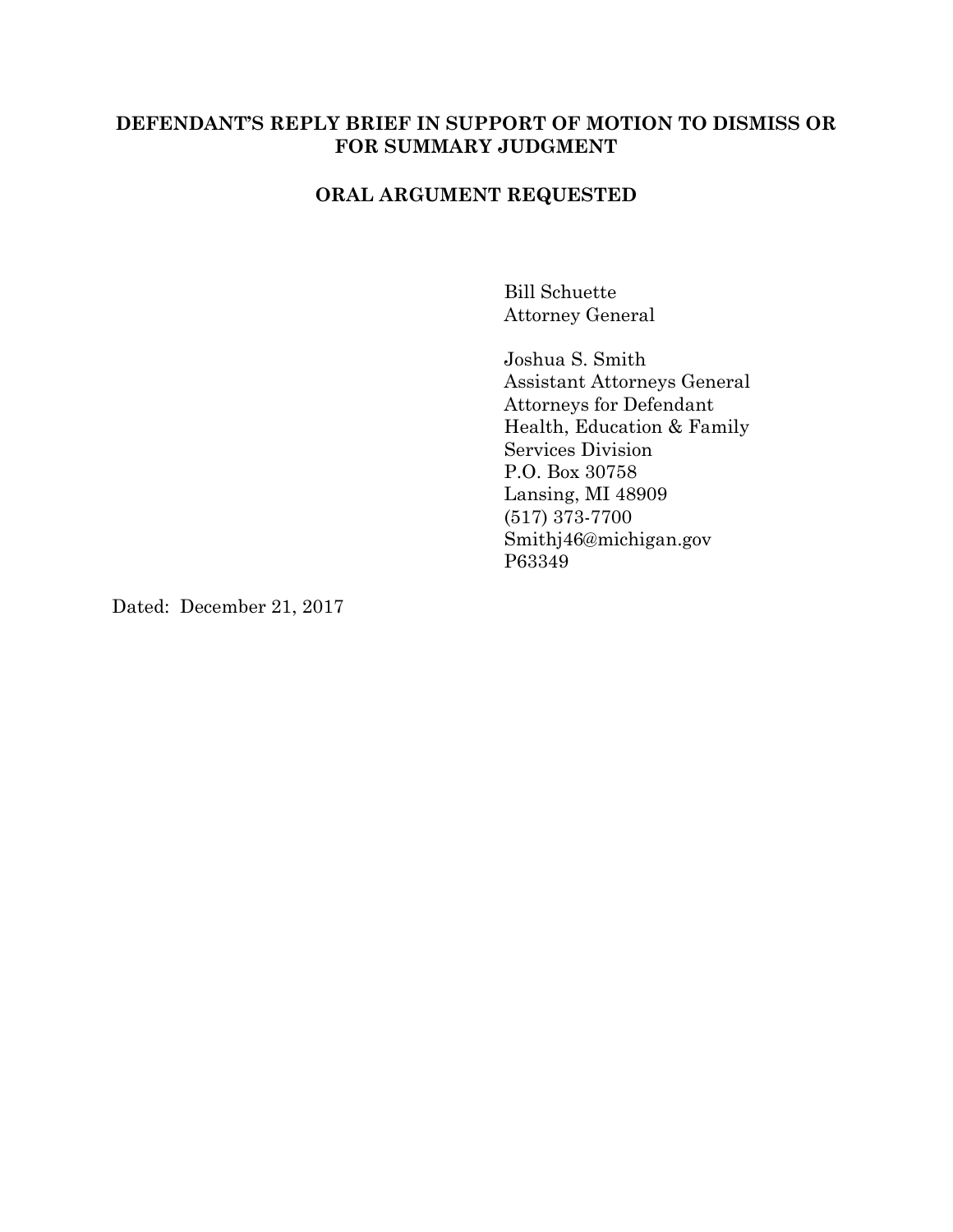**DEFENDANT'S REPLY BRIEF IN SUPPORT OF MOTION TO DISMISS OR FOR SUMMARY JUDGMENT**

**ORAL ARGUMENT REQUESTED**

Bill Schuette
Attorney General

Joshua S. Smith
Assistant Attorneys General
Attorneys for Defendant
Health, Education & Family
Services Division
P.O. Box 30758
Lansing, MI 48909
(517) 373-7700
Smithj46@michigan.gov
P63349

Dated: December 21, 2017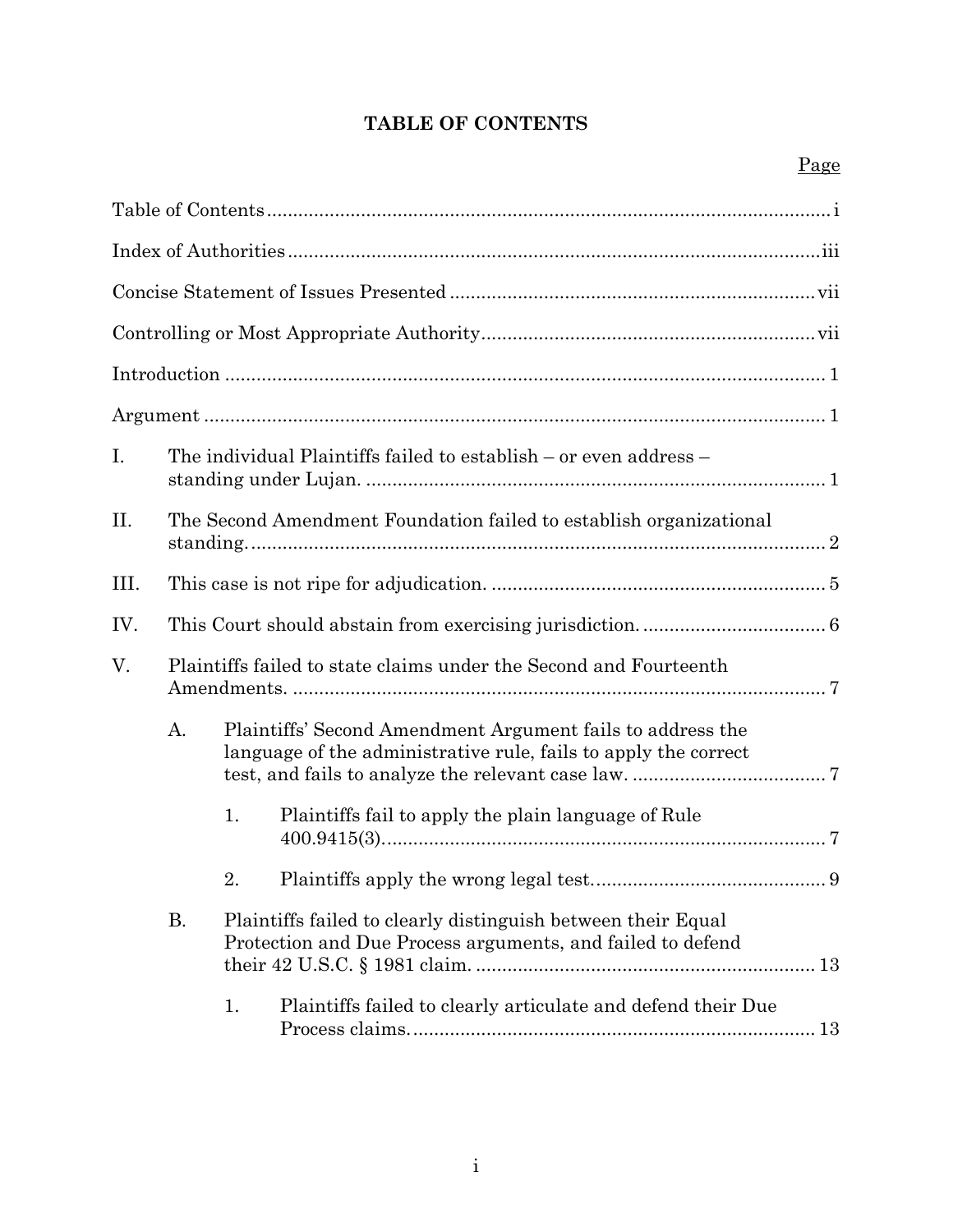# TABLE OF CONTENTS

Page

Table of Contents ........................................................................................................ i

Index of Authorities ..................................................................................................... iii

Concise Statement of Issues Presented ..................................................................... vii

Controlling or Most Appropriate Authority ............................................................... vii

Introduction .................................................................................................................. 1

Argument ...................................................................................................................... 1

I. The individual Plaintiffs failed to establish – or even address – standing under Lujan. ........................................................................................ 1

II. The Second Amendment Foundation failed to establish organizational standing. ............................................................................................................ 2

III. This case is not ripe for adjudication. ................................................................ 5

IV. This Court should abstain from exercising jurisdiction. .................................. 6

V. Plaintiffs failed to state claims under the Second and Fourteenth Amendments. ..................................................................................................... 7

  A. Plaintiffs' Second Amendment Argument fails to address the language of the administrative rule, fails to apply the correct test, and fails to analyze the relevant case law. ..................................... 7

    1. Plaintiffs fail to apply the plain language of Rule 400.9415(3). ..................................................................................... 7

    2. Plaintiffs apply the wrong legal test. ............................................ 9

  B. Plaintiffs failed to clearly distinguish between their Equal Protection and Due Process arguments, and failed to defend their 42 U.S.C. § 1981 claim. ................................................................. 13

    1. Plaintiffs failed to clearly articulate and defend their Due Process claims. ............................................................................. 13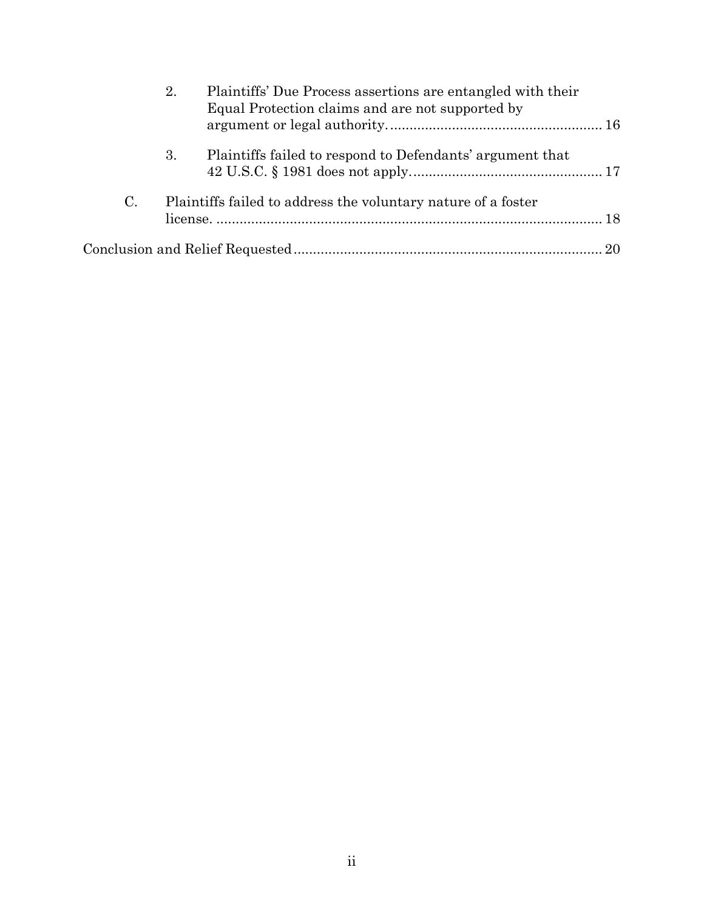2. Plaintiffs' Due Process assertions are entangled with their Equal Protection claims and are not supported by argument or legal authority. ........................................................ 16

3. Plaintiffs failed to respond to Defendants' argument that 42 U.S.C. § 1981 does not apply. ................................................ 17

C. Plaintiffs failed to address the voluntary nature of a foster license. ...................................................................................................... 18

Conclusion and Relief Requested ............................................................................... 20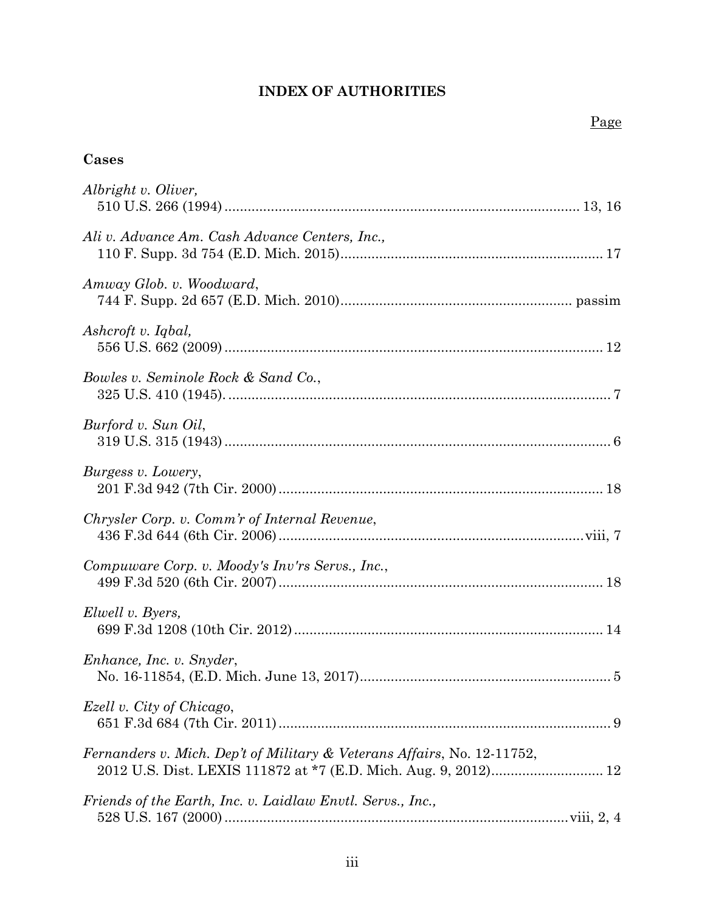# INDEX OF AUTHORITIES

Page

**Cases**

*Albright v. Oliver,*
510 U.S. 266 (1994) .......... 13, 16

*Ali v. Advance Am. Cash Advance Centers, Inc.,*
110 F. Supp. 3d 754 (E.D. Mich. 2015) .......... 17

*Amway Glob. v. Woodward*,
744 F. Supp. 2d 657 (E.D. Mich. 2010) .......... passim

*Ashcroft v. Iqbal,*
556 U.S. 662 (2009) .......... 12

*Bowles v. Seminole Rock & Sand Co.*,
325 U.S. 410 (1945). .......... 7

*Burford v. Sun Oil*,
319 U.S. 315 (1943) .......... 6

*Burgess v. Lowery*,
201 F.3d 942 (7th Cir. 2000) .......... 18

*Chrysler Corp. v. Comm'r of Internal Revenue*,
436 F.3d 644 (6th Cir. 2006) .......... viii, 7

*Compuware Corp. v. Moody's Inv'rs Servs., Inc.*,
499 F.3d 520 (6th Cir. 2007) .......... 18

*Elwell v. Byers,*
699 F.3d 1208 (10th Cir. 2012) .......... 14

*Enhance, Inc. v. Snyder*,
No. 16-11854, (E.D. Mich. June 13, 2017) .......... 5

*Ezell v. City of Chicago*,
651 F.3d 684 (7th Cir. 2011) .......... 9

*Fernanders v. Mich. Dep't of Military & Veterans Affairs*, No. 12-11752,
2012 U.S. Dist. LEXIS 111872 at *7 (E.D. Mich. Aug. 9, 2012) .......... 12

*Friends of the Earth, Inc. v. Laidlaw Envtl. Servs., Inc.,*
528 U.S. 167 (2000) .......... viii, 2, 4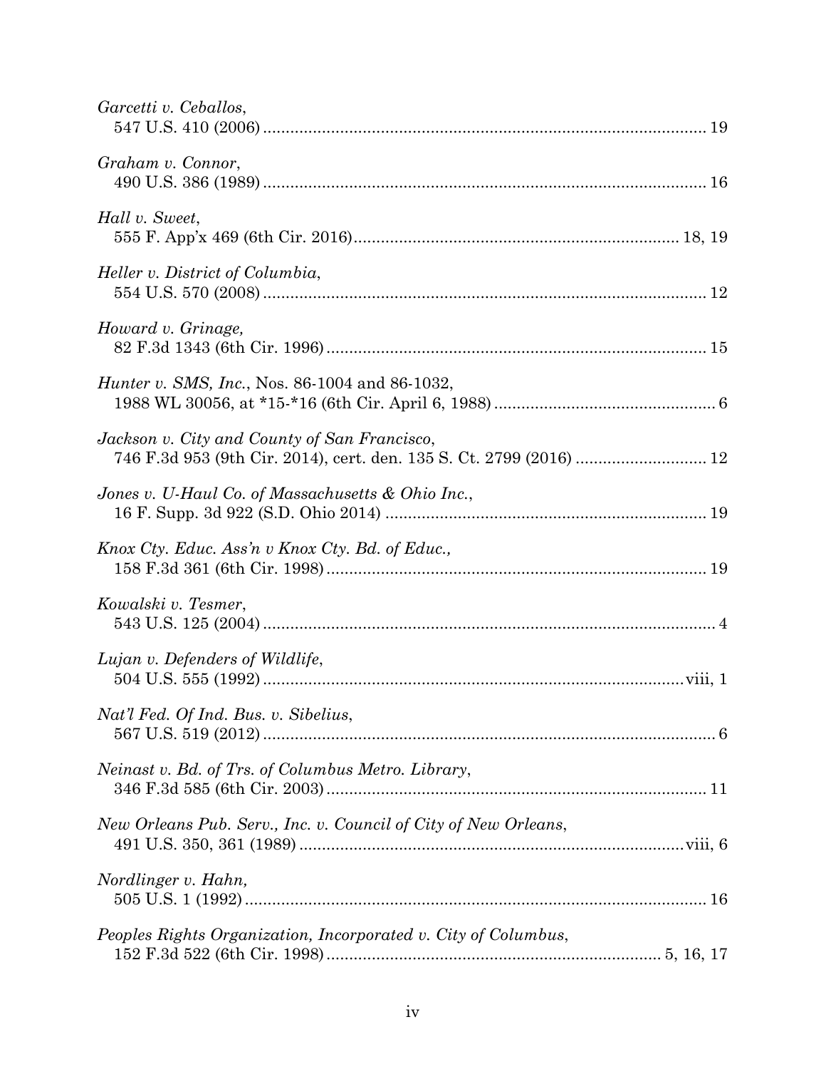*Garcetti v. Ceballos*,
547 U.S. 410 (2006) ........................................................................................ 19

*Graham v. Connor*,
490 U.S. 386 (1989) ........................................................................................ 16

*Hall v. Sweet*,
555 F. App'x 469 (6th Cir. 2016) ............................................................... 18, 19

*Heller v. District of Columbia*,
554 U.S. 570 (2008) ........................................................................................ 12

*Howard v. Grinage,*
82 F.3d 1343 (6th Cir. 1996) .......................................................................... 15

*Hunter v. SMS, Inc.*, Nos. 86-1004 and 86-1032,
1988 WL 30056, at *15-*16 (6th Cir. April 6, 1988) ......................................... 6

*Jackson v. City and County of San Francisco*,
746 F.3d 953 (9th Cir. 2014), cert. den. 135 S. Ct. 2799 (2016) ..................... 12

*Jones v. U-Haul Co. of Massachusetts & Ohio Inc.*,
16 F. Supp. 3d 922 (S.D. Ohio 2014) ............................................................. 19

*Knox Cty. Educ. Ass'n v Knox Cty. Bd. of Educ.,*
158 F.3d 361 (6th Cir. 1998) .......................................................................... 19

*Kowalski v. Tesmer*,
543 U.S. 125 (2004) .......................................................................................... 4

*Lujan v. Defenders of Wildlife*,
504 U.S. 555 (1992) ..................................................................................... viii, 1

*Nat'l Fed. Of Ind. Bus. v. Sibelius*,
567 U.S. 519 (2012) .......................................................................................... 6

*Neinast v. Bd. of Trs. of Columbus Metro. Library*,
346 F.3d 585 (6th Cir. 2003) .......................................................................... 11

*New Orleans Pub. Serv., Inc. v. Council of City of New Orleans*,
491 U.S. 350, 361 (1989) ............................................................................ viii, 6

*Nordlinger v. Hahn,*
505 U.S. 1 (1992) ............................................................................................ 16

*Peoples Rights Organization, Incorporated v. City of Columbus*,
152 F.3d 522 (6th Cir. 1998) ................................................................. 5, 16, 17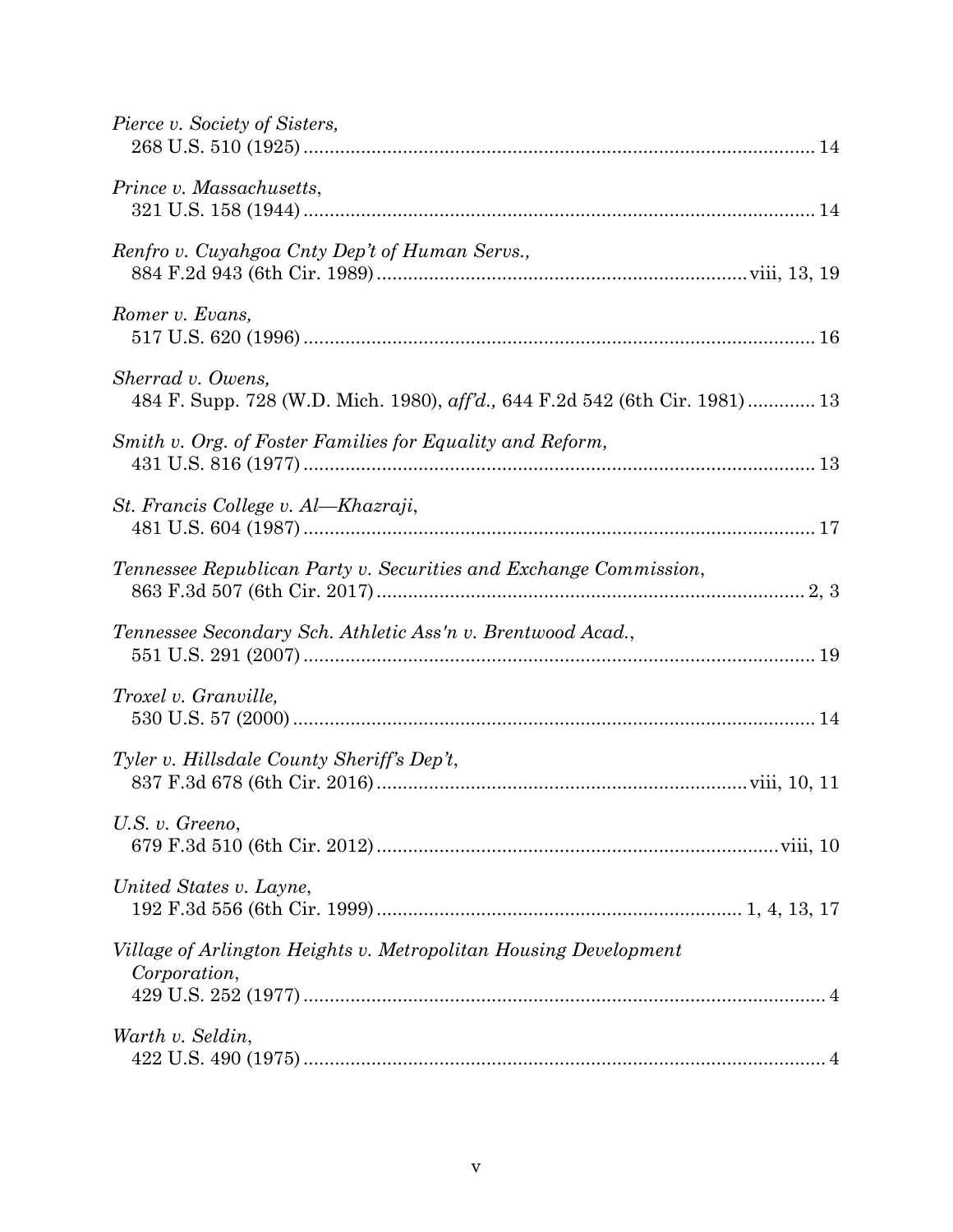*Pierce v. Society of Sisters*,
268 U.S. 510 (1925) ................................................................................................ 14

*Prince v. Massachusetts*,
321 U.S. 158 (1944) ................................................................................................ 14

*Renfro v. Cuyahgoa Cnty Dep't of Human Servs.*,
884 F.2d 943 (6th Cir. 1989) ..................................................................... viii, 13, 19

*Romer v. Evans*,
517 U.S. 620 (1996) ................................................................................................ 16

*Sherrad v. Owens*,
484 F. Supp. 728 (W.D. Mich. 1980), *aff'd.,* 644 F.2d 542 (6th Cir. 1981) ............ 13

*Smith v. Org. of Foster Families for Equality and Reform*,
431 U.S. 816 (1977) ................................................................................................ 13

*St. Francis College v. Al—Khazraji*,
481 U.S. 604 (1987) ................................................................................................ 17

*Tennessee Republican Party v. Securities and Exchange Commission*,
863 F.3d 507 (6th Cir. 2017) ................................................................................. 2, 3

*Tennessee Secondary Sch. Athletic Ass'n v. Brentwood Acad.*,
551 U.S. 291 (2007) ................................................................................................ 19

*Troxel v. Granville*,
530 U.S. 57 (2000) .................................................................................................. 14

*Tyler v. Hillsdale County Sheriff's Dep't*,
837 F.3d 678 (6th Cir. 2016) ..................................................................... viii, 10, 11

*U.S. v. Greeno*,
679 F.3d 510 (6th Cir. 2012) ........................................................................... viii, 10

*United States v. Layne*,
192 F.3d 556 (6th Cir. 1999) ..................................................................... 1, 4, 13, 17

*Village of Arlington Heights v. Metropolitan Housing Development Corporation*,
429 U.S. 252 (1977) .................................................................................................. 4

*Warth v. Seldin*,
422 U.S. 490 (1975) .................................................................................................. 4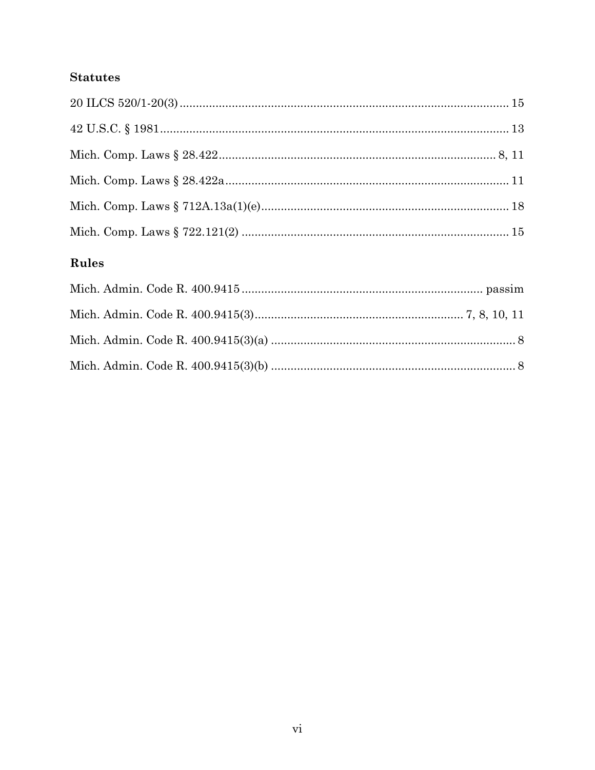## Statutes

20 ILCS 520/1-20(3) .......................................................................................... 15

42 U.S.C. § 1981 ............................................................................................... 13

Mich. Comp. Laws § 28.422 .......................................................................... 8, 11

Mich. Comp. Laws § 28.422a ............................................................................ 11

Mich. Comp. Laws § 712A.13a(1)(e) ................................................................. 18

Mich. Comp. Laws § 722.121(2) ........................................................................ 15

## Rules

Mich. Admin. Code R. 400.9415 ................................................................ passim

Mich. Admin. Code R. 400.9415(3) ..................................................... 7, 8, 10, 11

Mich. Admin. Code R. 400.9415(3)(a) ................................................................ 8

Mich. Admin. Code R. 400.9415(3)(b) ................................................................ 8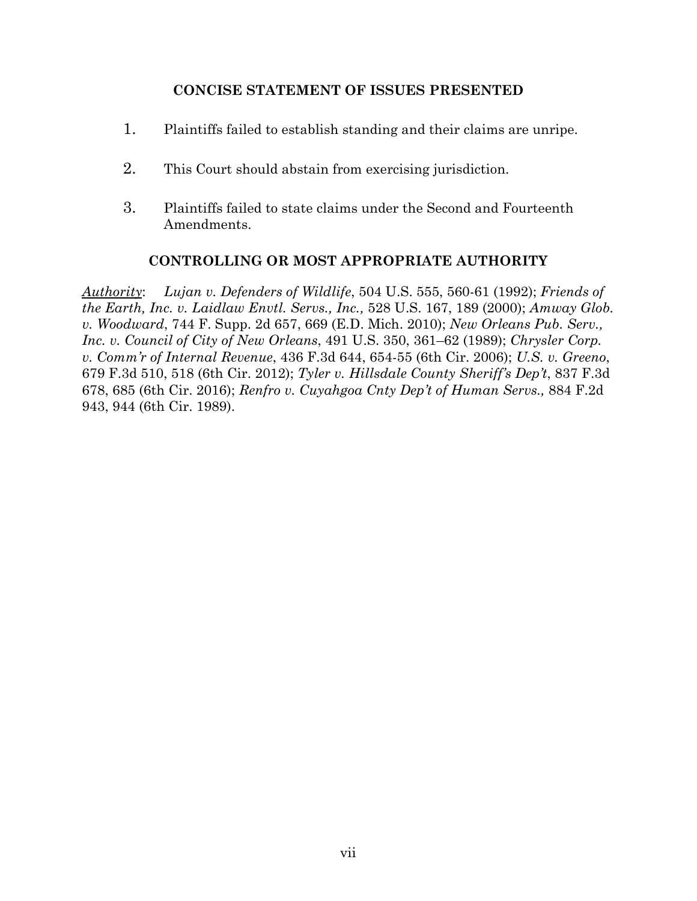## CONCISE STATEMENT OF ISSUES PRESENTED

1. Plaintiffs failed to establish standing and their claims are unripe.

2. This Court should abstain from exercising jurisdiction.

3. Plaintiffs failed to state claims under the Second and Fourteenth Amendments.

## CONTROLLING OR MOST APPROPRIATE AUTHORITY

<u>*Authority*</u>: *Lujan v. Defenders of Wildlife*, 504 U.S. 555, 560-61 (1992); *Friends of the Earth, Inc. v. Laidlaw Envtl. Servs., Inc.,* 528 U.S. 167, 189 (2000); *Amway Glob. v. Woodward*, 744 F. Supp. 2d 657, 669 (E.D. Mich. 2010); *New Orleans Pub. Serv., Inc. v. Council of City of New Orleans*, 491 U.S. 350, 361–62 (1989); *Chrysler Corp. v. Comm'r of Internal Revenue*, 436 F.3d 644, 654-55 (6th Cir. 2006); *U.S. v. Greeno*, 679 F.3d 510, 518 (6th Cir. 2012); *Tyler v. Hillsdale County Sheriff's Dep't*, 837 F.3d 678, 685 (6th Cir. 2016); *Renfro v. Cuyahgoa Cnty Dep't of Human Servs.,* 884 F.2d 943, 944 (6th Cir. 1989).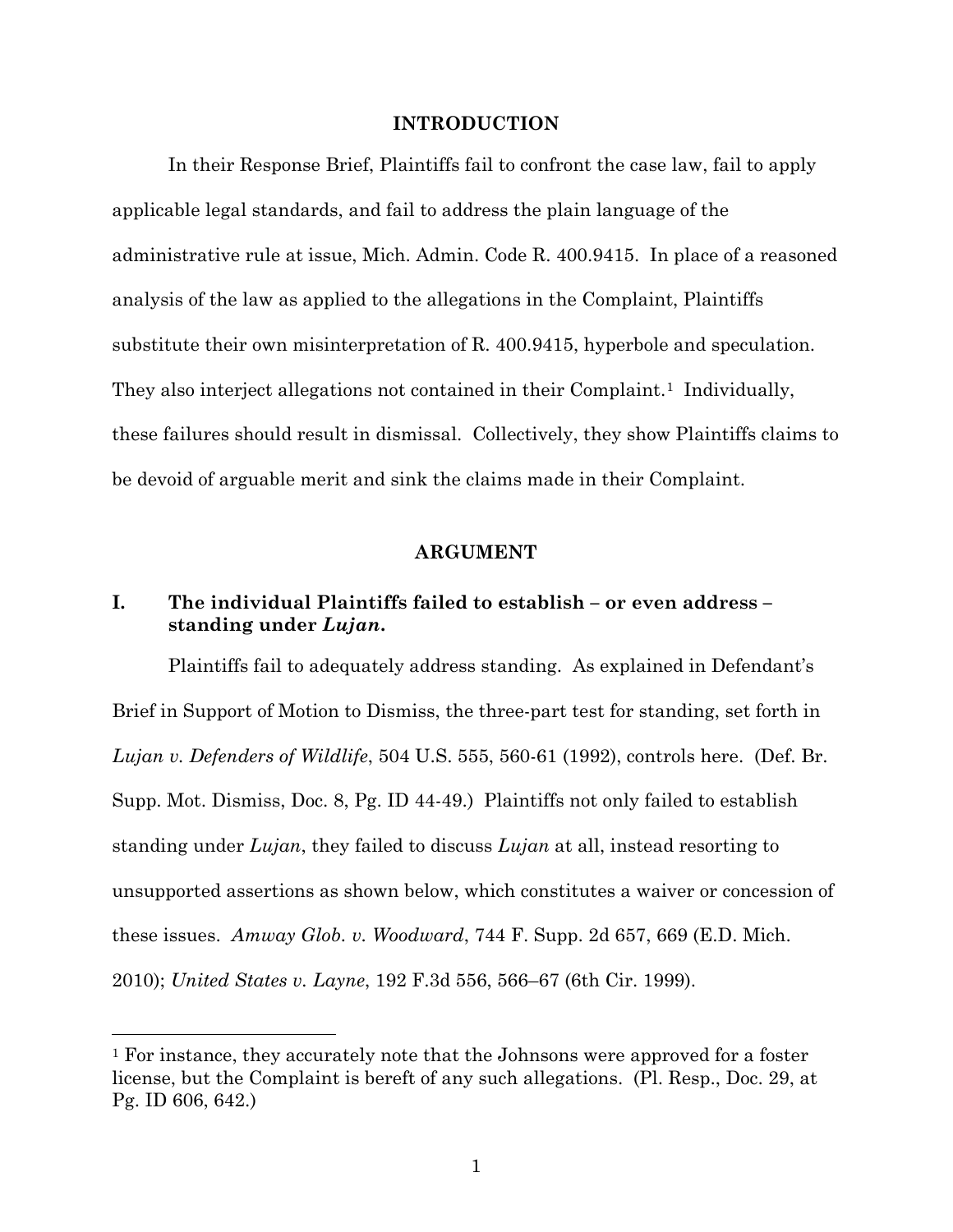## INTRODUCTION

In their Response Brief, Plaintiffs fail to confront the case law, fail to apply applicable legal standards, and fail to address the plain language of the administrative rule at issue, Mich. Admin. Code R. 400.9415. In place of a reasoned analysis of the law as applied to the allegations in the Complaint, Plaintiffs substitute their own misinterpretation of R. 400.9415, hyperbole and speculation. They also interject allegations not contained in their Complaint.[1] Individually, these failures should result in dismissal. Collectively, they show Plaintiffs claims to be devoid of arguable merit and sink the claims made in their Complaint.

## ARGUMENT

### I. The individual Plaintiffs failed to establish – or even address – standing under *Lujan*.

Plaintiffs fail to adequately address standing. As explained in Defendant's Brief in Support of Motion to Dismiss, the three-part test for standing, set forth in *Lujan v. Defenders of Wildlife*, 504 U.S. 555, 560-61 (1992), controls here. (Def. Br. Supp. Mot. Dismiss, Doc. 8, Pg. ID 44-49.) Plaintiffs not only failed to establish standing under *Lujan*, they failed to discuss *Lujan* at all, instead resorting to unsupported assertions as shown below, which constitutes a waiver or concession of these issues. *Amway Glob. v. Woodward*, 744 F. Supp. 2d 657, 669 (E.D. Mich. 2010); *United States v. Layne*, 192 F.3d 556, 566–67 (6th Cir. 1999).

---

[1] For instance, they accurately note that the Johnsons were approved for a foster license, but the Complaint is bereft of any such allegations. (Pl. Resp., Doc. 29, at Pg. ID 606, 642.)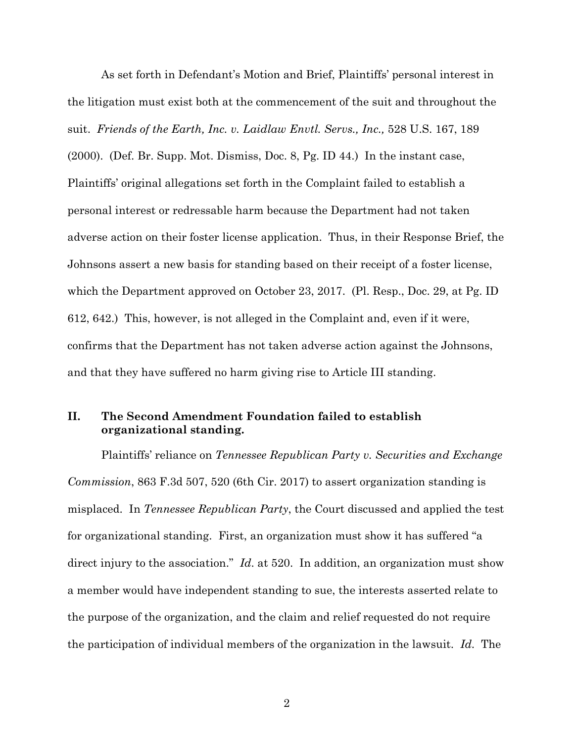As set forth in Defendant's Motion and Brief, Plaintiffs' personal interest in the litigation must exist both at the commencement of the suit and throughout the suit. *Friends of the Earth, Inc. v. Laidlaw Envtl. Servs., Inc.,* 528 U.S. 167, 189 (2000). (Def. Br. Supp. Mot. Dismiss, Doc. 8, Pg. ID 44.) In the instant case, Plaintiffs' original allegations set forth in the Complaint failed to establish a personal interest or redressable harm because the Department had not taken adverse action on their foster license application. Thus, in their Response Brief, the Johnsons assert a new basis for standing based on their receipt of a foster license, which the Department approved on October 23, 2017. (Pl. Resp., Doc. 29, at Pg. ID 612, 642.) This, however, is not alleged in the Complaint and, even if it were, confirms that the Department has not taken adverse action against the Johnsons, and that they have suffered no harm giving rise to Article III standing.

## II. The Second Amendment Foundation failed to establish organizational standing.

Plaintiffs' reliance on *Tennessee Republican Party v. Securities and Exchange Commission*, 863 F.3d 507, 520 (6th Cir. 2017) to assert organization standing is misplaced. In *Tennessee Republican Party*, the Court discussed and applied the test for organizational standing. First, an organization must show it has suffered "a direct injury to the association." *Id*. at 520. In addition, an organization must show a member would have independent standing to sue, the interests asserted relate to the purpose of the organization, and the claim and relief requested do not require the participation of individual members of the organization in the lawsuit. *Id*. The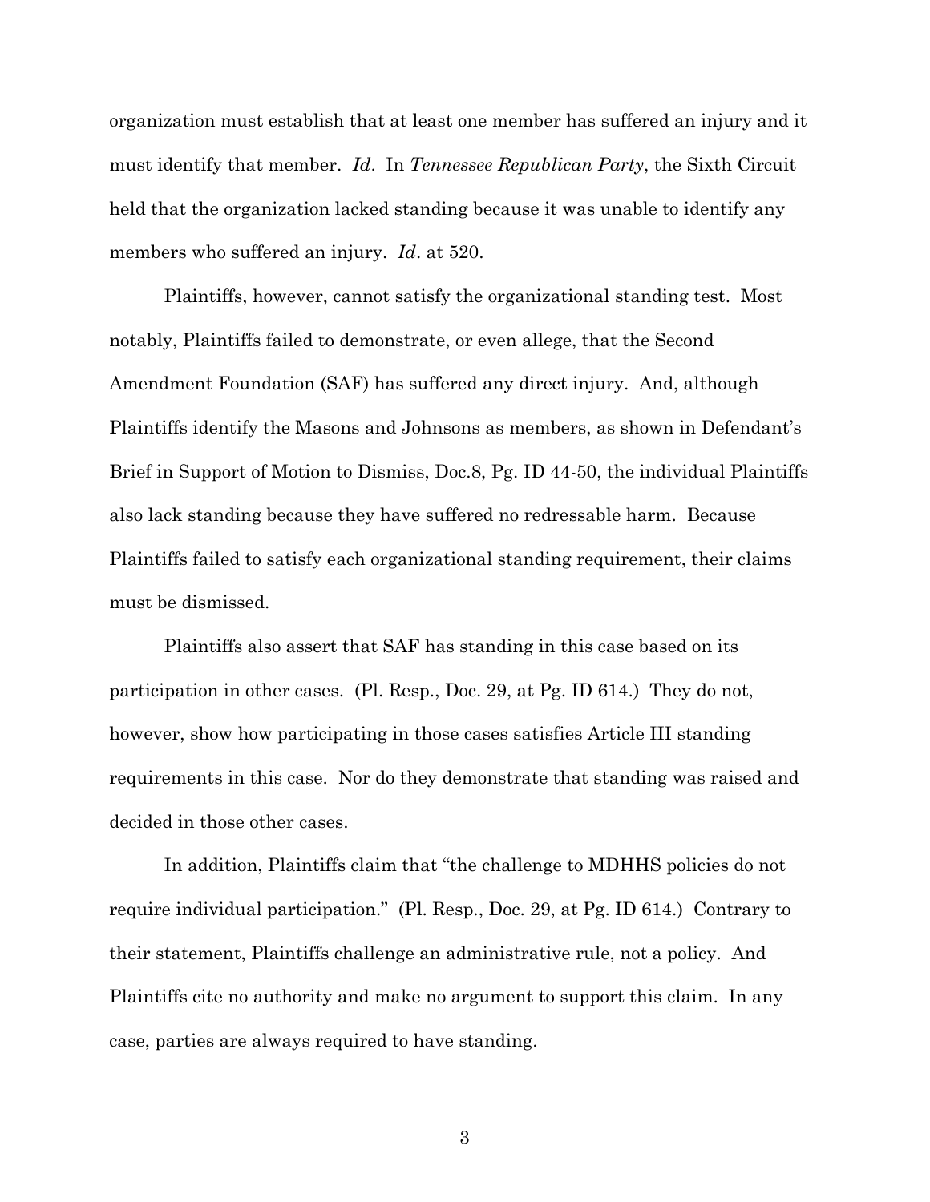organization must establish that at least one member has suffered an injury and it must identify that member. *Id*. In *Tennessee Republican Party*, the Sixth Circuit held that the organization lacked standing because it was unable to identify any members who suffered an injury. *Id*. at 520.

Plaintiffs, however, cannot satisfy the organizational standing test. Most notably, Plaintiffs failed to demonstrate, or even allege, that the Second Amendment Foundation (SAF) has suffered any direct injury. And, although Plaintiffs identify the Masons and Johnsons as members, as shown in Defendant's Brief in Support of Motion to Dismiss, Doc.8, Pg. ID 44-50, the individual Plaintiffs also lack standing because they have suffered no redressable harm. Because Plaintiffs failed to satisfy each organizational standing requirement, their claims must be dismissed.

Plaintiffs also assert that SAF has standing in this case based on its participation in other cases. (Pl. Resp., Doc. 29, at Pg. ID 614.) They do not, however, show how participating in those cases satisfies Article III standing requirements in this case. Nor do they demonstrate that standing was raised and decided in those other cases.

In addition, Plaintiffs claim that "the challenge to MDHHS policies do not require individual participation." (Pl. Resp., Doc. 29, at Pg. ID 614.) Contrary to their statement, Plaintiffs challenge an administrative rule, not a policy. And Plaintiffs cite no authority and make no argument to support this claim. In any case, parties are always required to have standing.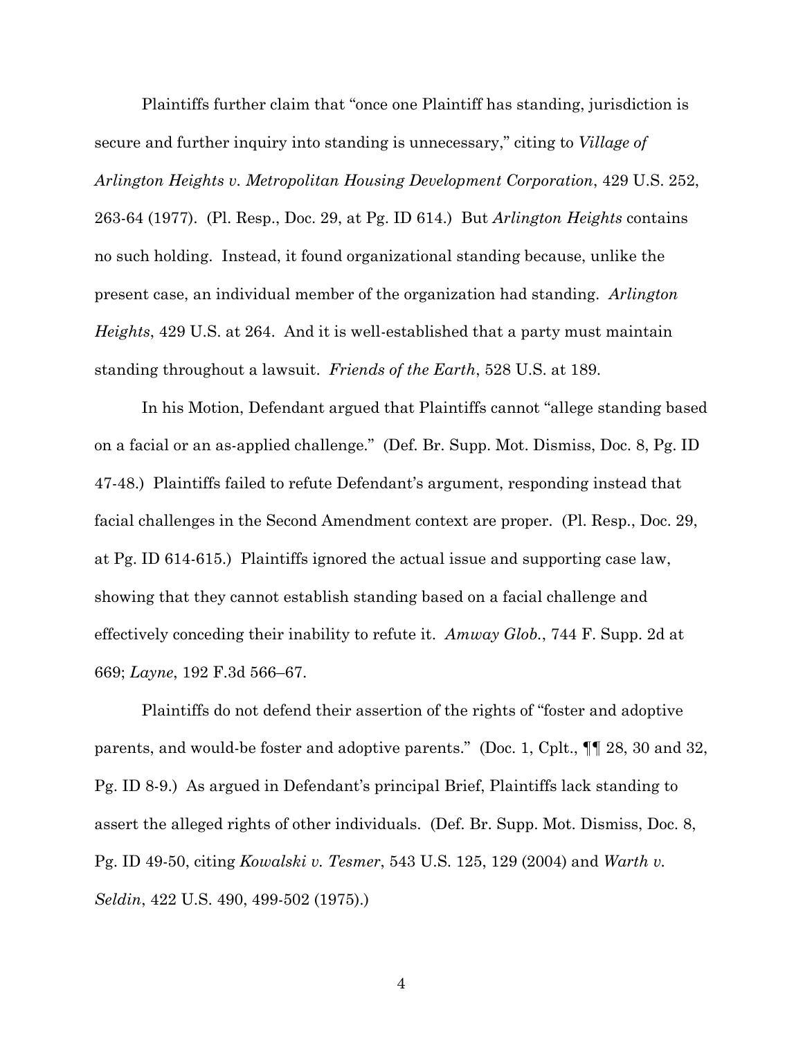Plaintiffs further claim that "once one Plaintiff has standing, jurisdiction is secure and further inquiry into standing is unnecessary," citing to *Village of Arlington Heights v. Metropolitan Housing Development Corporation*, 429 U.S. 252, 263-64 (1977). (Pl. Resp., Doc. 29, at Pg. ID 614.) But *Arlington Heights* contains no such holding. Instead, it found organizational standing because, unlike the present case, an individual member of the organization had standing. *Arlington Heights*, 429 U.S. at 264. And it is well-established that a party must maintain standing throughout a lawsuit. *Friends of the Earth*, 528 U.S. at 189.

In his Motion, Defendant argued that Plaintiffs cannot "allege standing based on a facial or an as-applied challenge." (Def. Br. Supp. Mot. Dismiss, Doc. 8, Pg. ID 47-48.) Plaintiffs failed to refute Defendant's argument, responding instead that facial challenges in the Second Amendment context are proper. (Pl. Resp., Doc. 29, at Pg. ID 614-615.) Plaintiffs ignored the actual issue and supporting case law, showing that they cannot establish standing based on a facial challenge and effectively conceding their inability to refute it. *Amway Glob.*, 744 F. Supp. 2d at 669; *Layne*, 192 F.3d 566–67.

Plaintiffs do not defend their assertion of the rights of "foster and adoptive parents, and would-be foster and adoptive parents." (Doc. 1, Cplt., ¶¶ 28, 30 and 32, Pg. ID 8-9.) As argued in Defendant's principal Brief, Plaintiffs lack standing to assert the alleged rights of other individuals. (Def. Br. Supp. Mot. Dismiss, Doc. 8, Pg. ID 49-50, citing *Kowalski v. Tesmer*, 543 U.S. 125, 129 (2004) and *Warth v. Seldin*, 422 U.S. 490, 499-502 (1975).)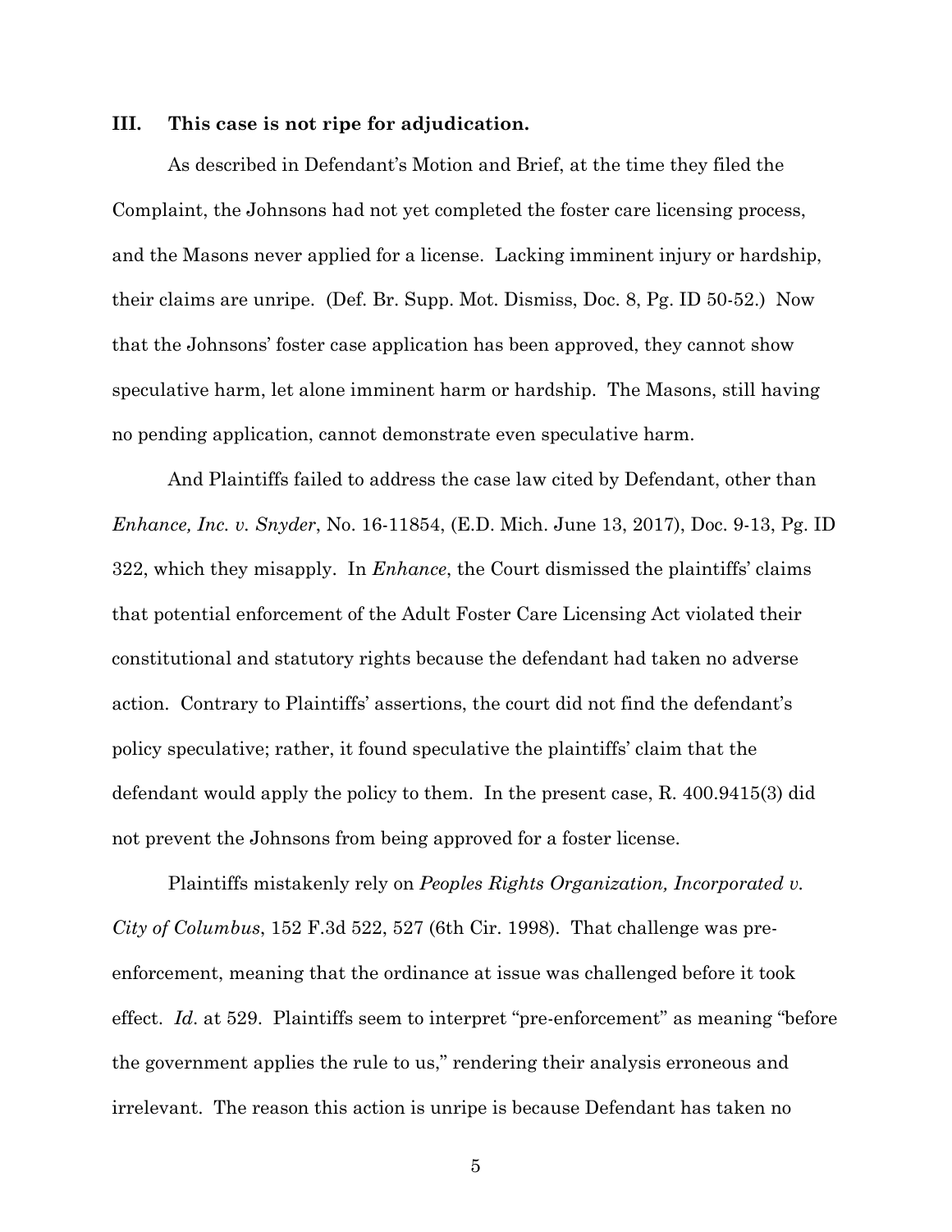### III. This case is not ripe for adjudication.

As described in Defendant's Motion and Brief, at the time they filed the Complaint, the Johnsons had not yet completed the foster care licensing process, and the Masons never applied for a license. Lacking imminent injury or hardship, their claims are unripe. (Def. Br. Supp. Mot. Dismiss, Doc. 8, Pg. ID 50-52.) Now that the Johnsons' foster case application has been approved, they cannot show speculative harm, let alone imminent harm or hardship. The Masons, still having no pending application, cannot demonstrate even speculative harm.

And Plaintiffs failed to address the case law cited by Defendant, other than *Enhance, Inc. v. Snyder*, No. 16-11854, (E.D. Mich. June 13, 2017), Doc. 9-13, Pg. ID 322, which they misapply. In *Enhance*, the Court dismissed the plaintiffs' claims that potential enforcement of the Adult Foster Care Licensing Act violated their constitutional and statutory rights because the defendant had taken no adverse action. Contrary to Plaintiffs' assertions, the court did not find the defendant's policy speculative; rather, it found speculative the plaintiffs' claim that the defendant would apply the policy to them. In the present case, R. 400.9415(3) did not prevent the Johnsons from being approved for a foster license.

Plaintiffs mistakenly rely on *Peoples Rights Organization, Incorporated v. City of Columbus*, 152 F.3d 522, 527 (6th Cir. 1998). That challenge was pre-enforcement, meaning that the ordinance at issue was challenged before it took effect. *Id*. at 529. Plaintiffs seem to interpret "pre-enforcement" as meaning "before the government applies the rule to us," rendering their analysis erroneous and irrelevant. The reason this action is unripe is because Defendant has taken no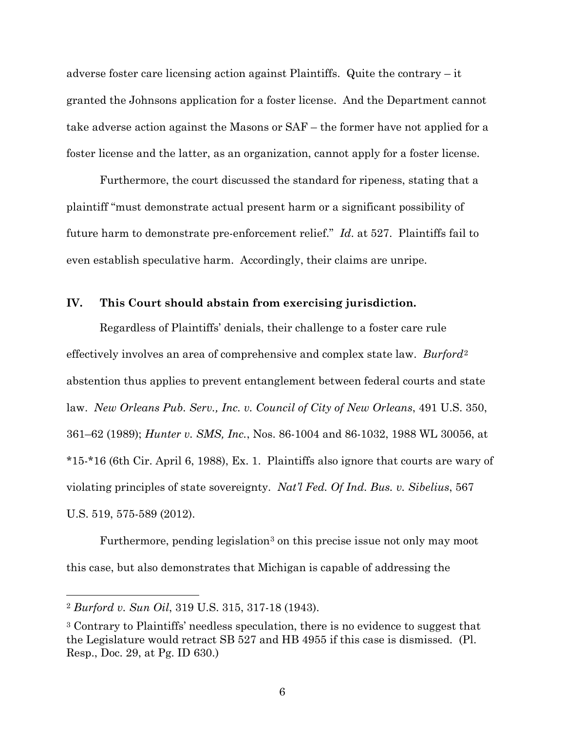adverse foster care licensing action against Plaintiffs. Quite the contrary – it granted the Johnsons application for a foster license. And the Department cannot take adverse action against the Masons or SAF – the former have not applied for a foster license and the latter, as an organization, cannot apply for a foster license.

Furthermore, the court discussed the standard for ripeness, stating that a plaintiff "must demonstrate actual present harm or a significant possibility of future harm to demonstrate pre-enforcement relief." *Id.* at 527. Plaintiffs fail to even establish speculative harm. Accordingly, their claims are unripe.

## IV. This Court should abstain from exercising jurisdiction.

Regardless of Plaintiffs' denials, their challenge to a foster care rule effectively involves an area of comprehensive and complex state law. *Burford*[2] abstention thus applies to prevent entanglement between federal courts and state law. *New Orleans Pub. Serv., Inc. v. Council of City of New Orleans*, 491 U.S. 350, 361–62 (1989); *Hunter v. SMS, Inc.*, Nos. 86-1004 and 86-1032, 1988 WL 30056, at *15-*16 (6th Cir. April 6, 1988), Ex. 1. Plaintiffs also ignore that courts are wary of violating principles of state sovereignty. *Nat'l Fed. Of Ind. Bus. v. Sibelius*, 567 U.S. 519, 575-589 (2012).

Furthermore, pending legislation[3] on this precise issue not only may moot this case, but also demonstrates that Michigan is capable of addressing the

---

[2] *Burford v. Sun Oil*, 319 U.S. 315, 317-18 (1943).

[3] Contrary to Plaintiffs' needless speculation, there is no evidence to suggest that the Legislature would retract SB 527 and HB 4955 if this case is dismissed. (Pl. Resp., Doc. 29, at Pg. ID 630.)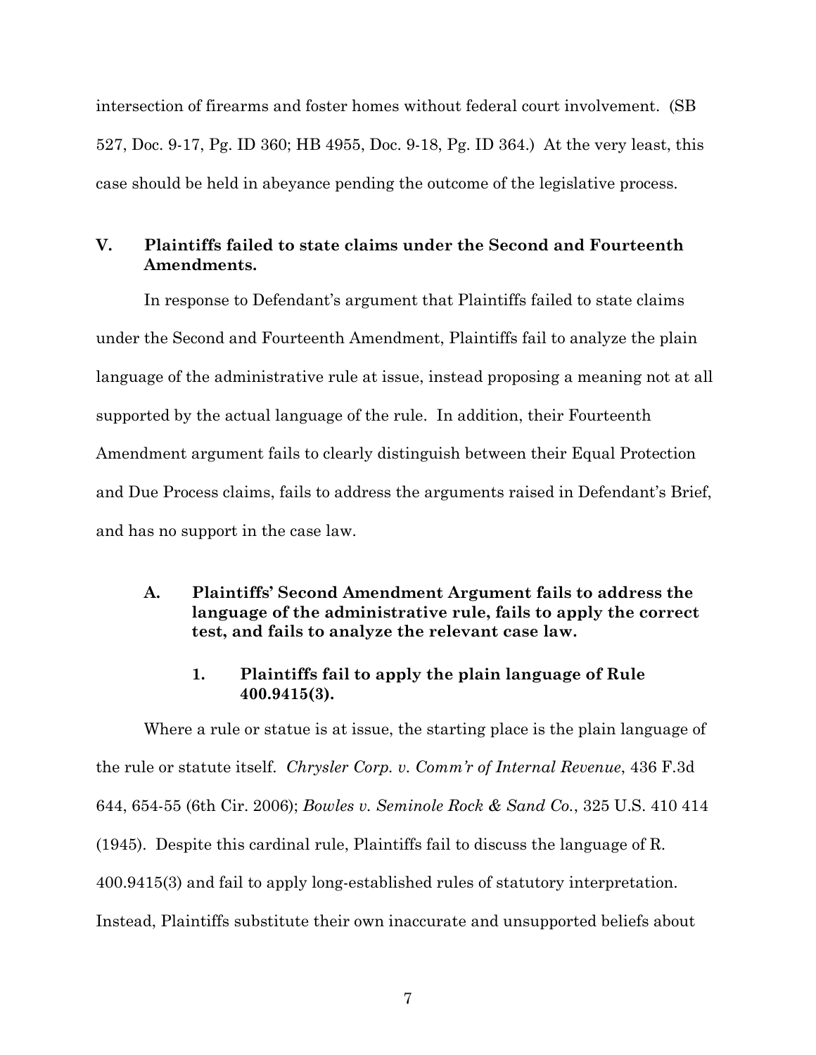intersection of firearms and foster homes without federal court involvement. (SB 527, Doc. 9-17, Pg. ID 360; HB 4955, Doc. 9-18, Pg. ID 364.) At the very least, this case should be held in abeyance pending the outcome of the legislative process.

## V. Plaintiffs failed to state claims under the Second and Fourteenth Amendments.

In response to Defendant's argument that Plaintiffs failed to state claims under the Second and Fourteenth Amendment, Plaintiffs fail to analyze the plain language of the administrative rule at issue, instead proposing a meaning not at all supported by the actual language of the rule. In addition, their Fourteenth Amendment argument fails to clearly distinguish between their Equal Protection and Due Process claims, fails to address the arguments raised in Defendant's Brief, and has no support in the case law.

### A. Plaintiffs' Second Amendment Argument fails to address the language of the administrative rule, fails to apply the correct test, and fails to analyze the relevant case law.

#### 1. Plaintiffs fail to apply the plain language of Rule 400.9415(3).

Where a rule or statue is at issue, the starting place is the plain language of the rule or statute itself. *Chrysler Corp. v. Comm'r of Internal Revenue*, 436 F.3d 644, 654-55 (6th Cir. 2006); *Bowles v. Seminole Rock & Sand Co.*, 325 U.S. 410 414 (1945). Despite this cardinal rule, Plaintiffs fail to discuss the language of R. 400.9415(3) and fail to apply long-established rules of statutory interpretation. Instead, Plaintiffs substitute their own inaccurate and unsupported beliefs about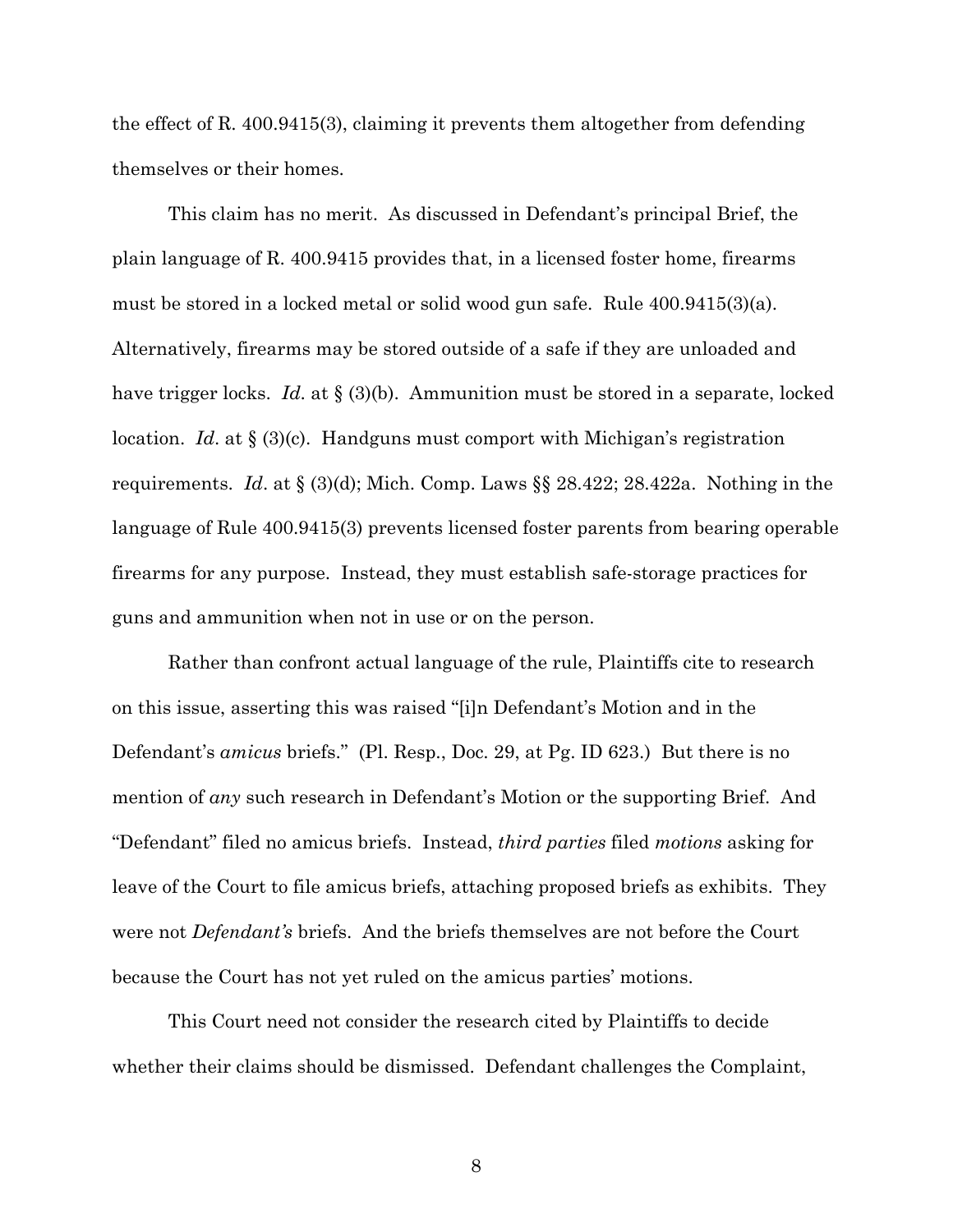the effect of R. 400.9415(3), claiming it prevents them altogether from defending themselves or their homes.

This claim has no merit. As discussed in Defendant's principal Brief, the plain language of R. 400.9415 provides that, in a licensed foster home, firearms must be stored in a locked metal or solid wood gun safe. Rule 400.9415(3)(a). Alternatively, firearms may be stored outside of a safe if they are unloaded and have trigger locks. *Id*. at § (3)(b). Ammunition must be stored in a separate, locked location. *Id*. at § (3)(c). Handguns must comport with Michigan's registration requirements. *Id*. at § (3)(d); Mich. Comp. Laws §§ 28.422; 28.422a. Nothing in the language of Rule 400.9415(3) prevents licensed foster parents from bearing operable firearms for any purpose. Instead, they must establish safe-storage practices for guns and ammunition when not in use or on the person.

Rather than confront actual language of the rule, Plaintiffs cite to research on this issue, asserting this was raised "[i]n Defendant's Motion and in the Defendant's *amicus* briefs." (Pl. Resp., Doc. 29, at Pg. ID 623.) But there is no mention of *any* such research in Defendant's Motion or the supporting Brief. And "Defendant" filed no amicus briefs. Instead, *third parties* filed *motions* asking for leave of the Court to file amicus briefs, attaching proposed briefs as exhibits. They were not *Defendant's* briefs. And the briefs themselves are not before the Court because the Court has not yet ruled on the amicus parties' motions.

This Court need not consider the research cited by Plaintiffs to decide whether their claims should be dismissed. Defendant challenges the Complaint,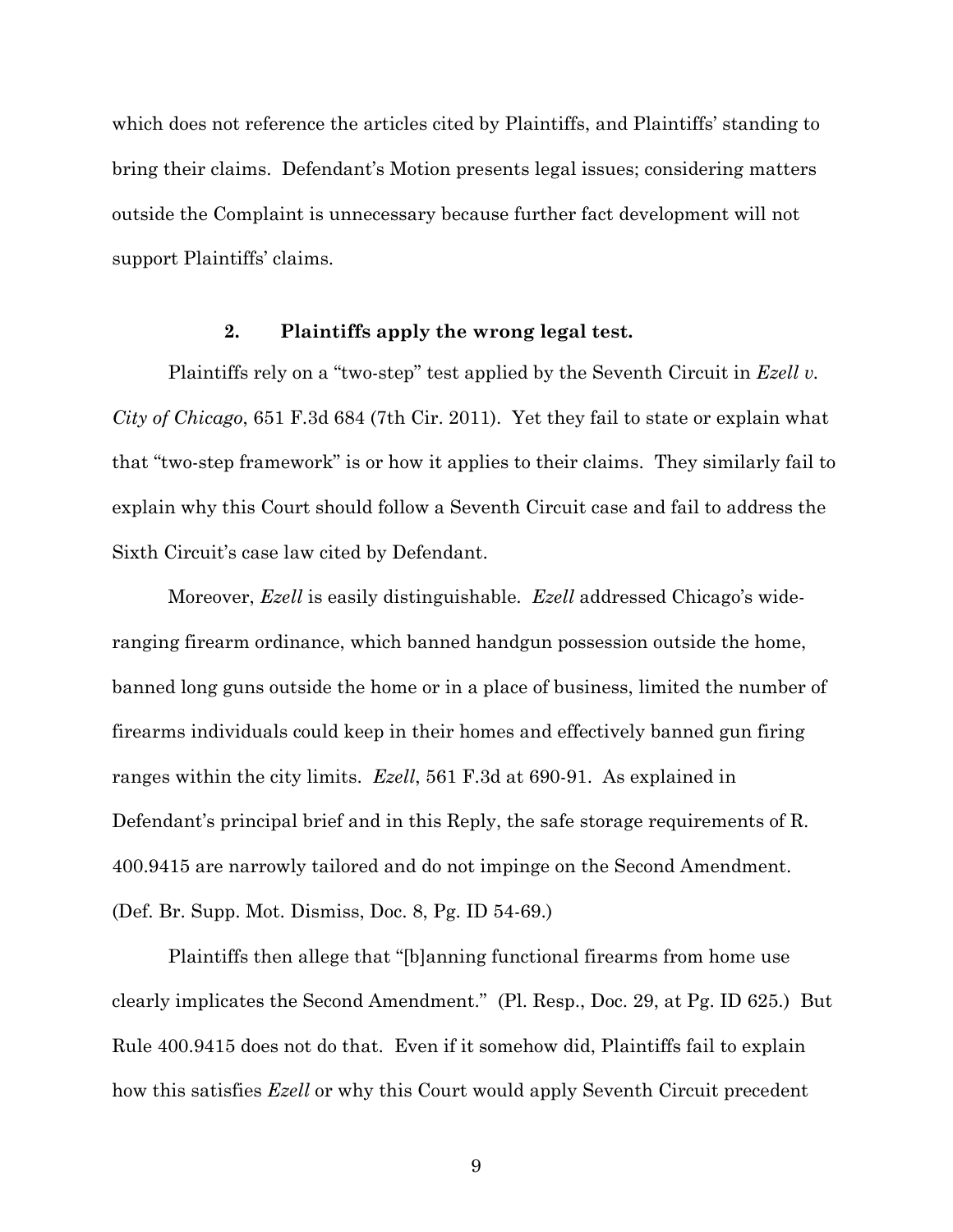which does not reference the articles cited by Plaintiffs, and Plaintiffs' standing to bring their claims. Defendant's Motion presents legal issues; considering matters outside the Complaint is unnecessary because further fact development will not support Plaintiffs' claims.

### 2. Plaintiffs apply the wrong legal test.

Plaintiffs rely on a "two-step" test applied by the Seventh Circuit in *Ezell v. City of Chicago*, 651 F.3d 684 (7th Cir. 2011). Yet they fail to state or explain what that "two-step framework" is or how it applies to their claims. They similarly fail to explain why this Court should follow a Seventh Circuit case and fail to address the Sixth Circuit's case law cited by Defendant.

Moreover, *Ezell* is easily distinguishable. *Ezell* addressed Chicago's wide-ranging firearm ordinance, which banned handgun possession outside the home, banned long guns outside the home or in a place of business, limited the number of firearms individuals could keep in their homes and effectively banned gun firing ranges within the city limits. *Ezell*, 561 F.3d at 690-91. As explained in Defendant's principal brief and in this Reply, the safe storage requirements of R. 400.9415 are narrowly tailored and do not impinge on the Second Amendment. (Def. Br. Supp. Mot. Dismiss, Doc. 8, Pg. ID 54-69.)

Plaintiffs then allege that "[b]anning functional firearms from home use clearly implicates the Second Amendment." (Pl. Resp., Doc. 29, at Pg. ID 625.) But Rule 400.9415 does not do that. Even if it somehow did, Plaintiffs fail to explain how this satisfies *Ezell* or why this Court would apply Seventh Circuit precedent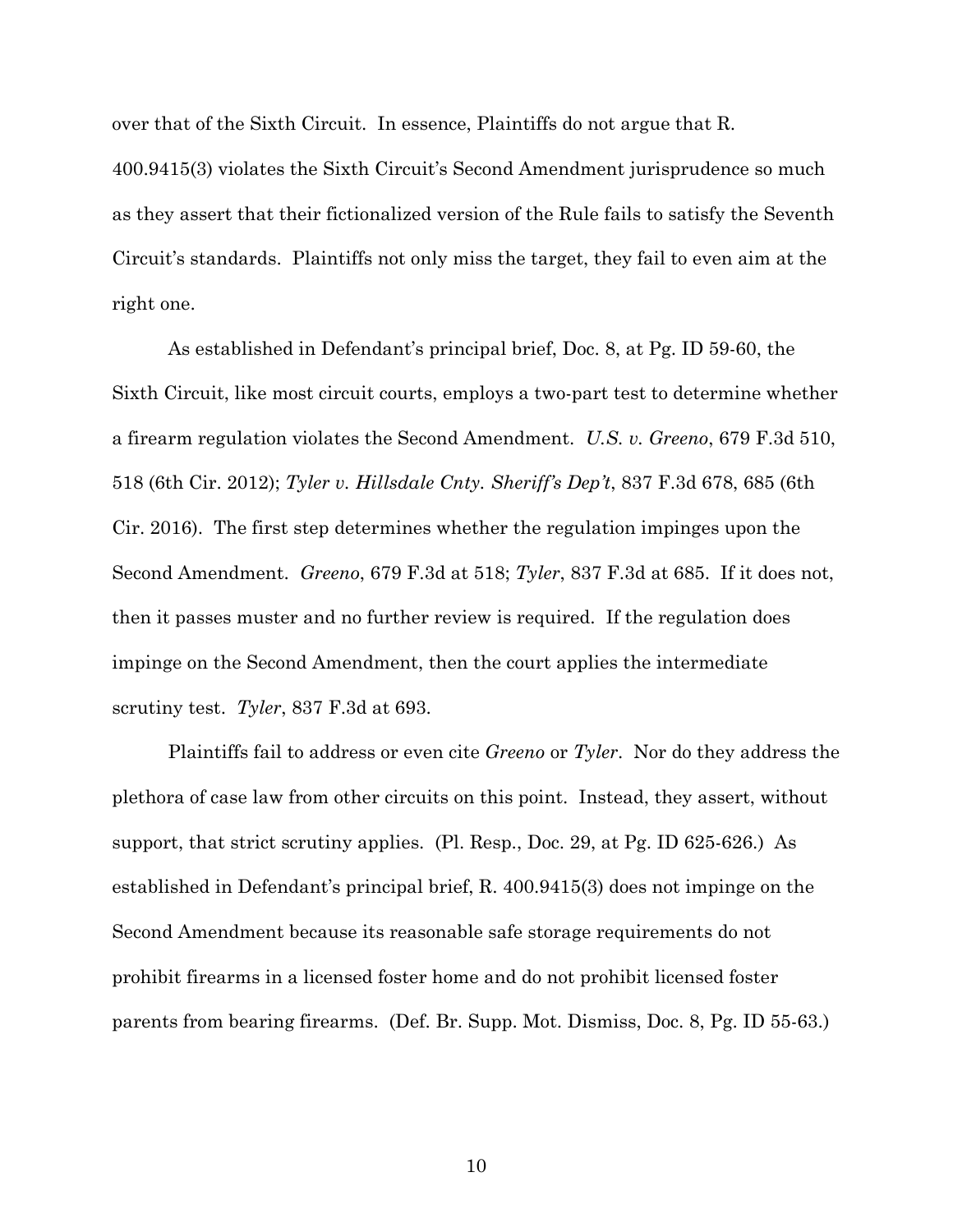over that of the Sixth Circuit. In essence, Plaintiffs do not argue that R. 400.9415(3) violates the Sixth Circuit's Second Amendment jurisprudence so much as they assert that their fictionalized version of the Rule fails to satisfy the Seventh Circuit's standards. Plaintiffs not only miss the target, they fail to even aim at the right one.

As established in Defendant's principal brief, Doc. 8, at Pg. ID 59-60, the Sixth Circuit, like most circuit courts, employs a two-part test to determine whether a firearm regulation violates the Second Amendment. *U.S. v. Greeno*, 679 F.3d 510, 518 (6th Cir. 2012); *Tyler v. Hillsdale Cnty. Sheriff's Dep't*, 837 F.3d 678, 685 (6th Cir. 2016). The first step determines whether the regulation impinges upon the Second Amendment. *Greeno*, 679 F.3d at 518; *Tyler*, 837 F.3d at 685. If it does not, then it passes muster and no further review is required. If the regulation does impinge on the Second Amendment, then the court applies the intermediate scrutiny test. *Tyler*, 837 F.3d at 693.

Plaintiffs fail to address or even cite *Greeno* or *Tyler*. Nor do they address the plethora of case law from other circuits on this point. Instead, they assert, without support, that strict scrutiny applies. (Pl. Resp., Doc. 29, at Pg. ID 625-626.) As established in Defendant's principal brief, R. 400.9415(3) does not impinge on the Second Amendment because its reasonable safe storage requirements do not prohibit firearms in a licensed foster home and do not prohibit licensed foster parents from bearing firearms. (Def. Br. Supp. Mot. Dismiss, Doc. 8, Pg. ID 55-63.)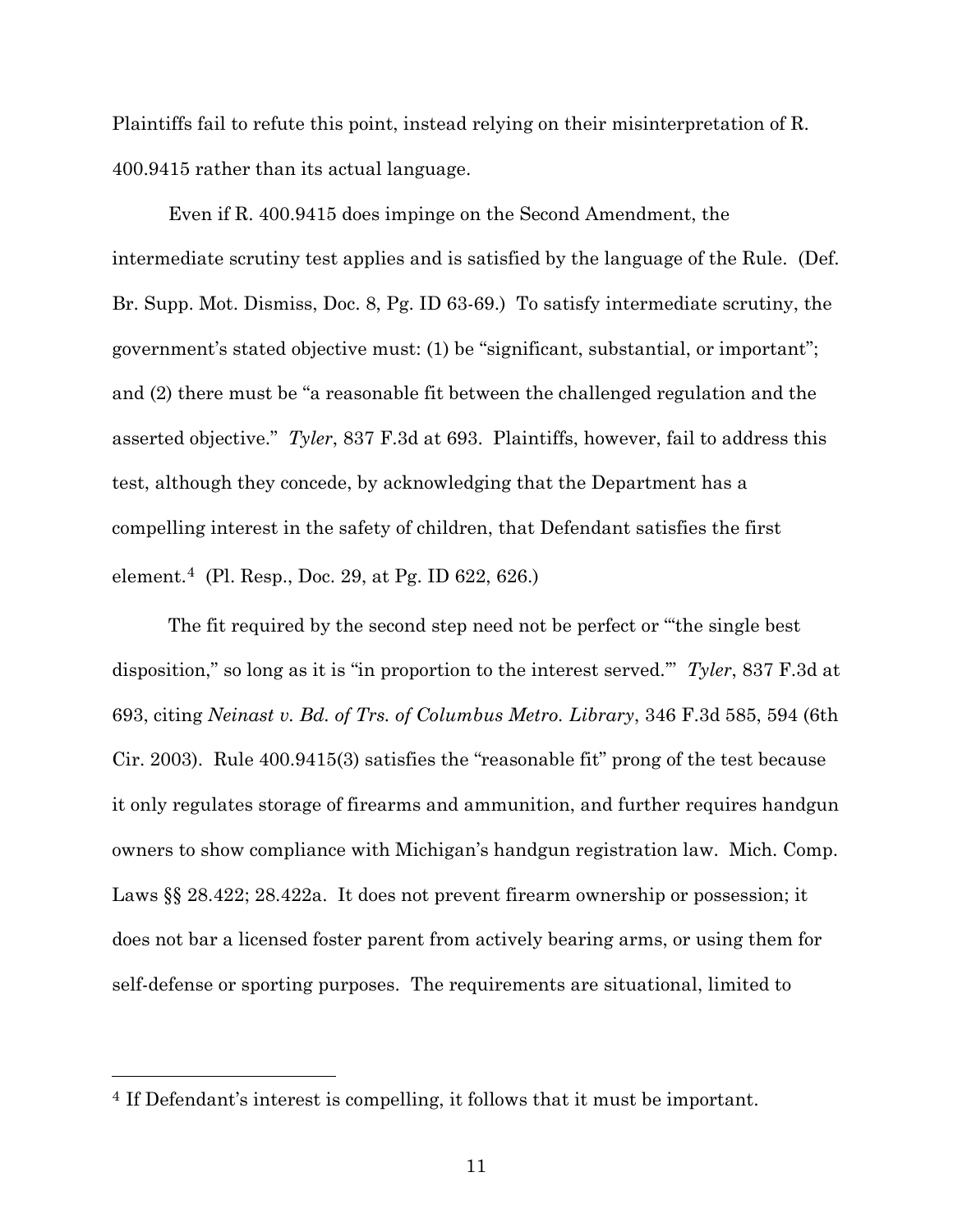Plaintiffs fail to refute this point, instead relying on their misinterpretation of R. 400.9415 rather than its actual language.

Even if R. 400.9415 does impinge on the Second Amendment, the intermediate scrutiny test applies and is satisfied by the language of the Rule. (Def. Br. Supp. Mot. Dismiss, Doc. 8, Pg. ID 63-69.) To satisfy intermediate scrutiny, the government's stated objective must: (1) be "significant, substantial, or important"; and (2) there must be "a reasonable fit between the challenged regulation and the asserted objective." *Tyler*, 837 F.3d at 693. Plaintiffs, however, fail to address this test, although they concede, by acknowledging that the Department has a compelling interest in the safety of children, that Defendant satisfies the first element.[4] (Pl. Resp., Doc. 29, at Pg. ID 622, 626.)

The fit required by the second step need not be perfect or "'the single best disposition," so long as it is "in proportion to the interest served.'" *Tyler*, 837 F.3d at 693, citing *Neinast v. Bd. of Trs. of Columbus Metro. Library*, 346 F.3d 585, 594 (6th Cir. 2003). Rule 400.9415(3) satisfies the "reasonable fit" prong of the test because it only regulates storage of firearms and ammunition, and further requires handgun owners to show compliance with Michigan's handgun registration law. Mich. Comp. Laws §§ 28.422; 28.422a. It does not prevent firearm ownership or possession; it does not bar a licensed foster parent from actively bearing arms, or using them for self-defense or sporting purposes. The requirements are situational, limited to

---

[4] If Defendant's interest is compelling, it follows that it must be important.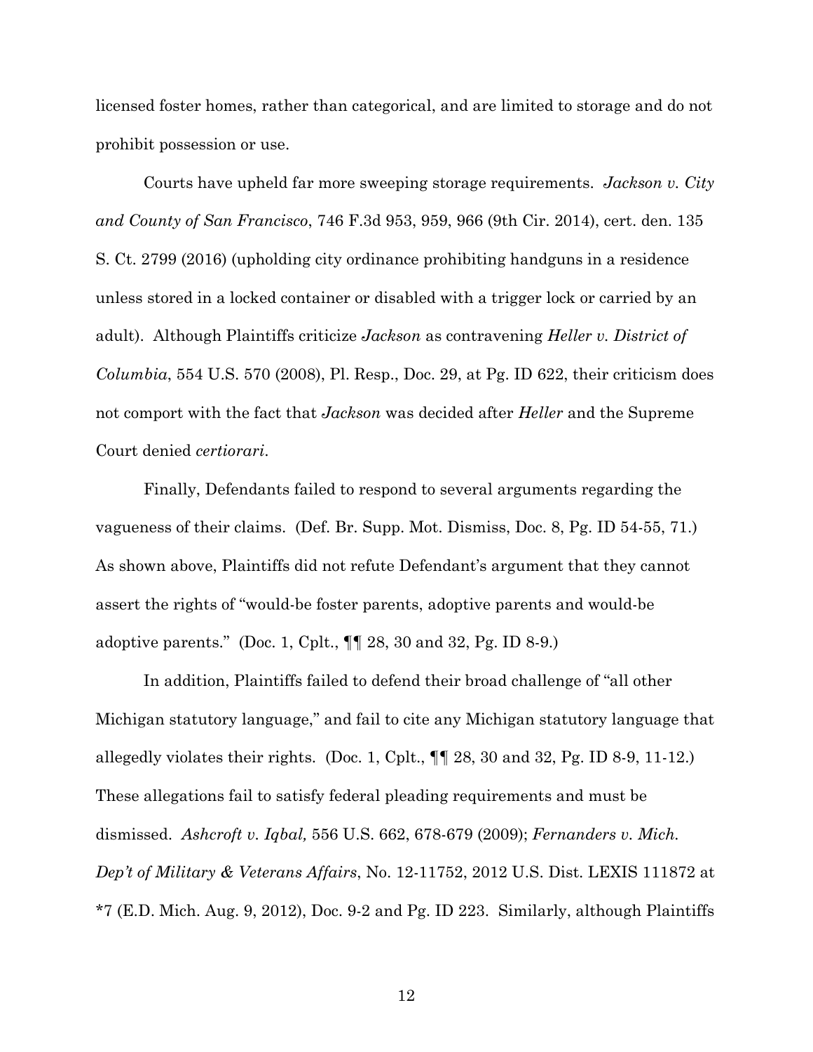licensed foster homes, rather than categorical, and are limited to storage and do not prohibit possession or use.

Courts have upheld far more sweeping storage requirements. *Jackson v. City and County of San Francisco*, 746 F.3d 953, 959, 966 (9th Cir. 2014), cert. den. 135 S. Ct. 2799 (2016) (upholding city ordinance prohibiting handguns in a residence unless stored in a locked container or disabled with a trigger lock or carried by an adult). Although Plaintiffs criticize *Jackson* as contravening *Heller v. District of Columbia*, 554 U.S. 570 (2008), Pl. Resp., Doc. 29, at Pg. ID 622, their criticism does not comport with the fact that *Jackson* was decided after *Heller* and the Supreme Court denied *certiorari*.

Finally, Defendants failed to respond to several arguments regarding the vagueness of their claims. (Def. Br. Supp. Mot. Dismiss, Doc. 8, Pg. ID 54-55, 71.) As shown above, Plaintiffs did not refute Defendant's argument that they cannot assert the rights of "would-be foster parents, adoptive parents and would-be adoptive parents." (Doc. 1, Cplt., ¶¶ 28, 30 and 32, Pg. ID 8-9.)

In addition, Plaintiffs failed to defend their broad challenge of "all other Michigan statutory language," and fail to cite any Michigan statutory language that allegedly violates their rights. (Doc. 1, Cplt., ¶¶ 28, 30 and 32, Pg. ID 8-9, 11-12.) These allegations fail to satisfy federal pleading requirements and must be dismissed. *Ashcroft v. Iqbal,* 556 U.S. 662, 678-679 (2009); *Fernanders v. Mich. Dep't of Military & Veterans Affairs*, No. 12-11752, 2012 U.S. Dist. LEXIS 111872 at *7 (E.D. Mich. Aug. 9, 2012), Doc. 9-2 and Pg. ID 223. Similarly, although Plaintiffs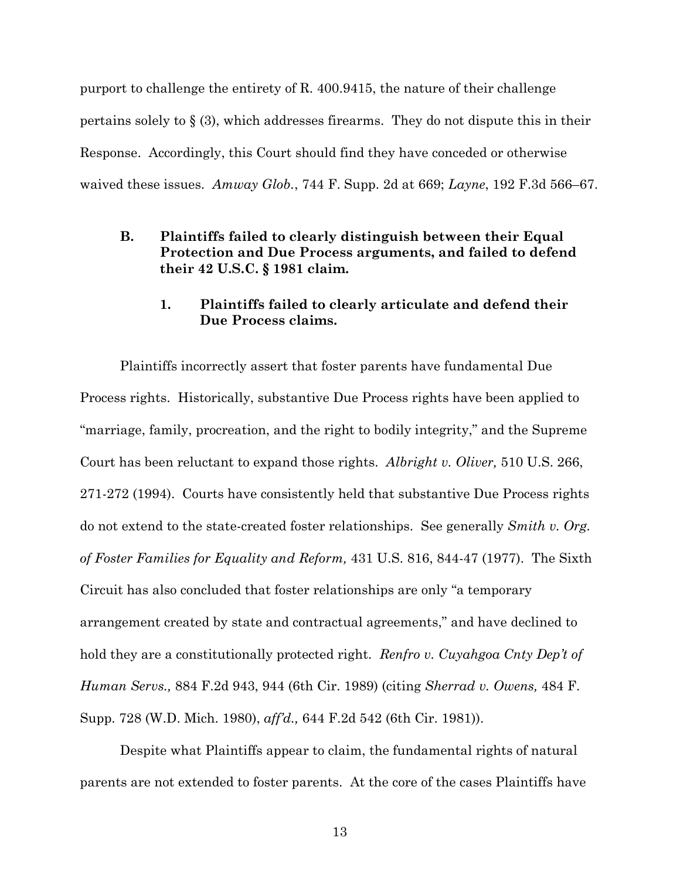purport to challenge the entirety of R. 400.9415, the nature of their challenge pertains solely to § (3), which addresses firearms. They do not dispute this in their Response. Accordingly, this Court should find they have conceded or otherwise waived these issues. *Amway Glob.*, 744 F. Supp. 2d at 669; *Layne*, 192 F.3d 566–67.

### B. Plaintiffs failed to clearly distinguish between their Equal Protection and Due Process arguments, and failed to defend their 42 U.S.C. § 1981 claim.

#### 1. Plaintiffs failed to clearly articulate and defend their Due Process claims.

Plaintiffs incorrectly assert that foster parents have fundamental Due Process rights. Historically, substantive Due Process rights have been applied to "marriage, family, procreation, and the right to bodily integrity," and the Supreme Court has been reluctant to expand those rights. *Albright v. Oliver,* 510 U.S. 266, 271-272 (1994). Courts have consistently held that substantive Due Process rights do not extend to the state-created foster relationships. See generally *Smith v. Org. of Foster Families for Equality and Reform,* 431 U.S. 816, 844-47 (1977). The Sixth Circuit has also concluded that foster relationships are only "a temporary arrangement created by state and contractual agreements," and have declined to hold they are a constitutionally protected right. *Renfro v. Cuyahgoa Cnty Dep't of Human Servs.,* 884 F.2d 943, 944 (6th Cir. 1989) (citing *Sherrad v. Owens,* 484 F. Supp. 728 (W.D. Mich. 1980), *aff'd.,* 644 F.2d 542 (6th Cir. 1981)).

Despite what Plaintiffs appear to claim, the fundamental rights of natural parents are not extended to foster parents. At the core of the cases Plaintiffs have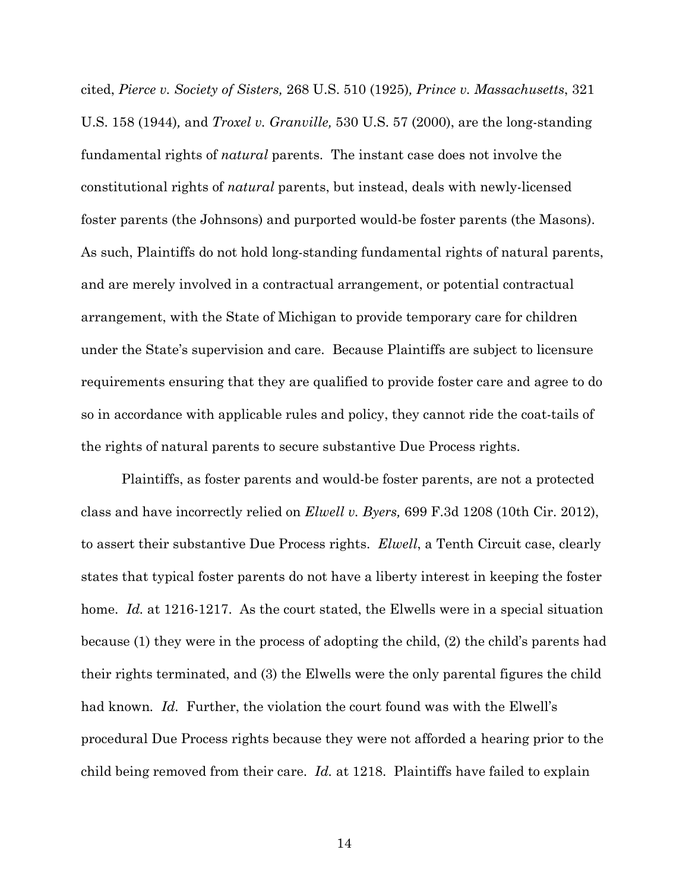cited, *Pierce v. Society of Sisters,* 268 U.S. 510 (1925), *Prince v. Massachusetts*, 321 U.S. 158 (1944), and *Troxel v. Granville,* 530 U.S. 57 (2000), are the long-standing fundamental rights of *natural* parents. The instant case does not involve the constitutional rights of *natural* parents, but instead, deals with newly-licensed foster parents (the Johnsons) and purported would-be foster parents (the Masons). As such, Plaintiffs do not hold long-standing fundamental rights of natural parents, and are merely involved in a contractual arrangement, or potential contractual arrangement, with the State of Michigan to provide temporary care for children under the State's supervision and care. Because Plaintiffs are subject to licensure requirements ensuring that they are qualified to provide foster care and agree to do so in accordance with applicable rules and policy, they cannot ride the coat-tails of the rights of natural parents to secure substantive Due Process rights.

Plaintiffs, as foster parents and would-be foster parents, are not a protected class and have incorrectly relied on *Elwell v. Byers,* 699 F.3d 1208 (10th Cir. 2012), to assert their substantive Due Process rights. *Elwell*, a Tenth Circuit case, clearly states that typical foster parents do not have a liberty interest in keeping the foster home. *Id.* at 1216-1217. As the court stated, the Elwells were in a special situation because (1) they were in the process of adopting the child, (2) the child's parents had their rights terminated, and (3) the Elwells were the only parental figures the child had known. *Id.* Further, the violation the court found was with the Elwell's procedural Due Process rights because they were not afforded a hearing prior to the child being removed from their care. *Id.* at 1218. Plaintiffs have failed to explain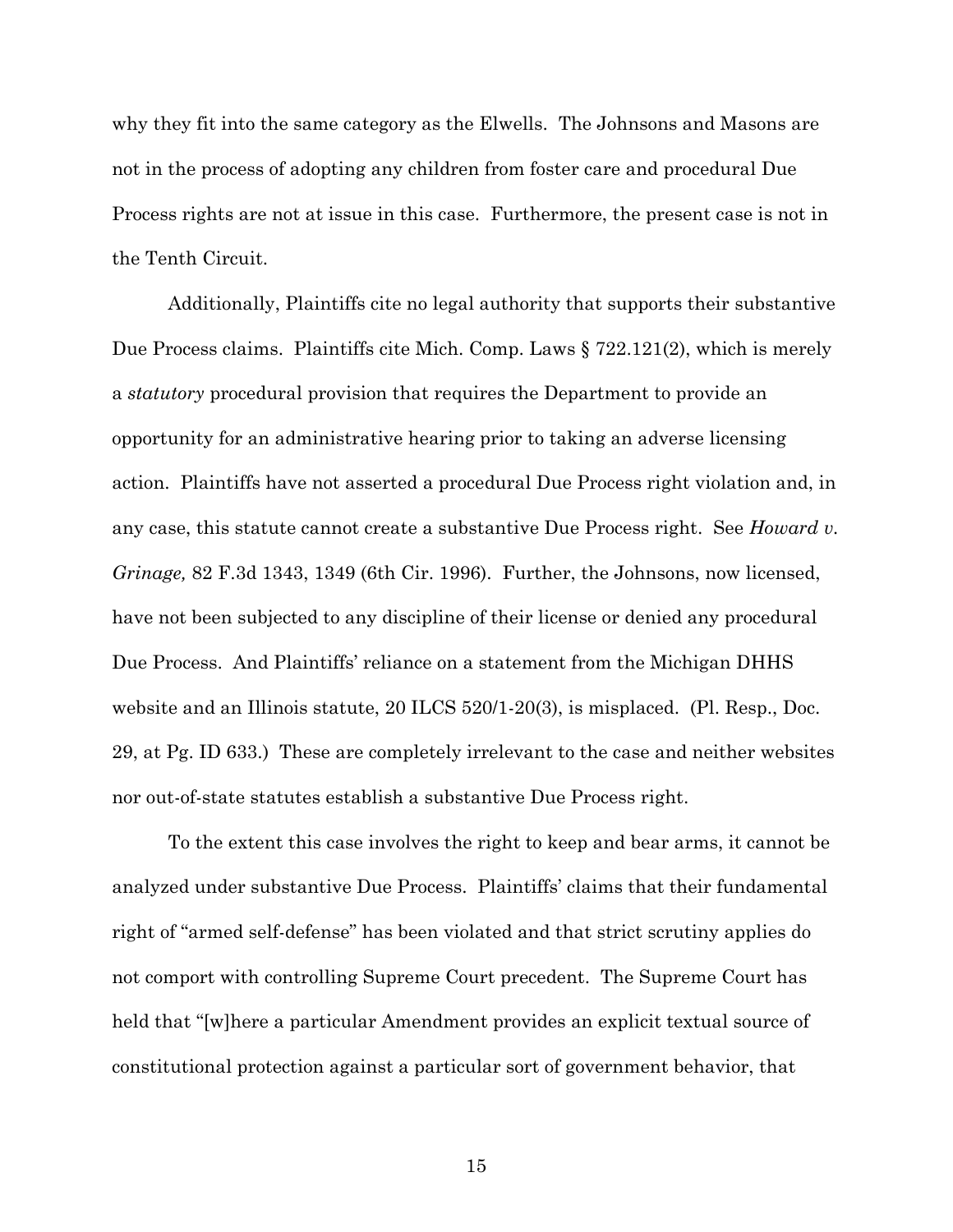why they fit into the same category as the Elwells. The Johnsons and Masons are not in the process of adopting any children from foster care and procedural Due Process rights are not at issue in this case. Furthermore, the present case is not in the Tenth Circuit.

Additionally, Plaintiffs cite no legal authority that supports their substantive Due Process claims. Plaintiffs cite Mich. Comp. Laws § 722.121(2), which is merely a *statutory* procedural provision that requires the Department to provide an opportunity for an administrative hearing prior to taking an adverse licensing action. Plaintiffs have not asserted a procedural Due Process right violation and, in any case, this statute cannot create a substantive Due Process right. See *Howard v. Grinage,* 82 F.3d 1343, 1349 (6th Cir. 1996). Further, the Johnsons, now licensed, have not been subjected to any discipline of their license or denied any procedural Due Process. And Plaintiffs' reliance on a statement from the Michigan DHHS website and an Illinois statute, 20 ILCS 520/1-20(3), is misplaced. (Pl. Resp., Doc. 29, at Pg. ID 633.) These are completely irrelevant to the case and neither websites nor out-of-state statutes establish a substantive Due Process right.

To the extent this case involves the right to keep and bear arms, it cannot be analyzed under substantive Due Process. Plaintiffs' claims that their fundamental right of "armed self-defense" has been violated and that strict scrutiny applies do not comport with controlling Supreme Court precedent. The Supreme Court has held that "[w]here a particular Amendment provides an explicit textual source of constitutional protection against a particular sort of government behavior, that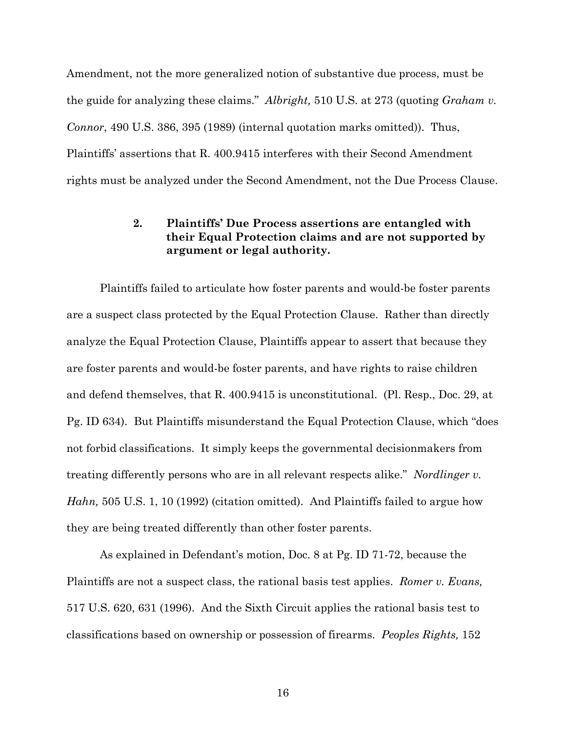Amendment, not the more generalized notion of substantive due process, must be the guide for analyzing these claims." *Albright,* 510 U.S. at 273 (quoting *Graham v. Connor*, 490 U.S. 386, 395 (1989) (internal quotation marks omitted)). Thus, Plaintiffs' assertions that R. 400.9415 interferes with their Second Amendment rights must be analyzed under the Second Amendment, not the Due Process Clause.

### 2. Plaintiffs' Due Process assertions are entangled with their Equal Protection claims and are not supported by argument or legal authority.

Plaintiffs failed to articulate how foster parents and would-be foster parents are a suspect class protected by the Equal Protection Clause. Rather than directly analyze the Equal Protection Clause, Plaintiffs appear to assert that because they are foster parents and would-be foster parents, and have rights to raise children and defend themselves, that R. 400.9415 is unconstitutional. (Pl. Resp., Doc. 29, at Pg. ID 634). But Plaintiffs misunderstand the Equal Protection Clause, which "does not forbid classifications. It simply keeps the governmental decisionmakers from treating differently persons who are in all relevant respects alike." *Nordlinger v. Hahn,* 505 U.S. 1, 10 (1992) (citation omitted). And Plaintiffs failed to argue how they are being treated differently than other foster parents.

As explained in Defendant's motion, Doc. 8 at Pg. ID 71-72, because the Plaintiffs are not a suspect class, the rational basis test applies. *Romer v. Evans,* 517 U.S. 620, 631 (1996). And the Sixth Circuit applies the rational basis test to classifications based on ownership or possession of firearms. *Peoples Rights,* 152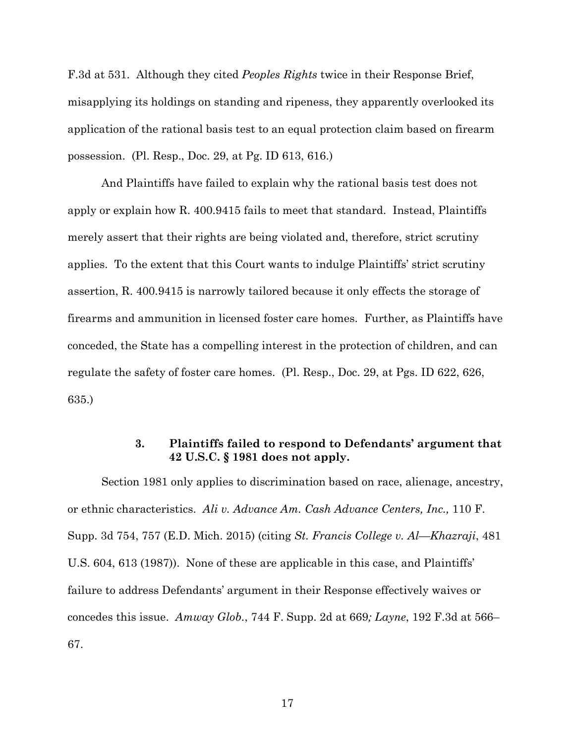F.3d at 531. Although they cited *Peoples Rights* twice in their Response Brief, misapplying its holdings on standing and ripeness, they apparently overlooked its application of the rational basis test to an equal protection claim based on firearm possession. (Pl. Resp., Doc. 29, at Pg. ID 613, 616.)

And Plaintiffs have failed to explain why the rational basis test does not apply or explain how R. 400.9415 fails to meet that standard. Instead, Plaintiffs merely assert that their rights are being violated and, therefore, strict scrutiny applies. To the extent that this Court wants to indulge Plaintiffs' strict scrutiny assertion, R. 400.9415 is narrowly tailored because it only effects the storage of firearms and ammunition in licensed foster care homes. Further, as Plaintiffs have conceded, the State has a compelling interest in the protection of children, and can regulate the safety of foster care homes. (Pl. Resp., Doc. 29, at Pgs. ID 622, 626, 635.)

### 3. Plaintiffs failed to respond to Defendants' argument that 42 U.S.C. § 1981 does not apply.

Section 1981 only applies to discrimination based on race, alienage, ancestry, or ethnic characteristics. *Ali v. Advance Am. Cash Advance Centers, Inc.,* 110 F. Supp. 3d 754, 757 (E.D. Mich. 2015) (citing *St. Francis College v. Al—Khazraji*, 481 U.S. 604, 613 (1987)). None of these are applicable in this case, and Plaintiffs' failure to address Defendants' argument in their Response effectively waives or concedes this issue. *Amway Glob.*, 744 F. Supp. 2d at 669*; Layne*, 192 F.3d at 566–67.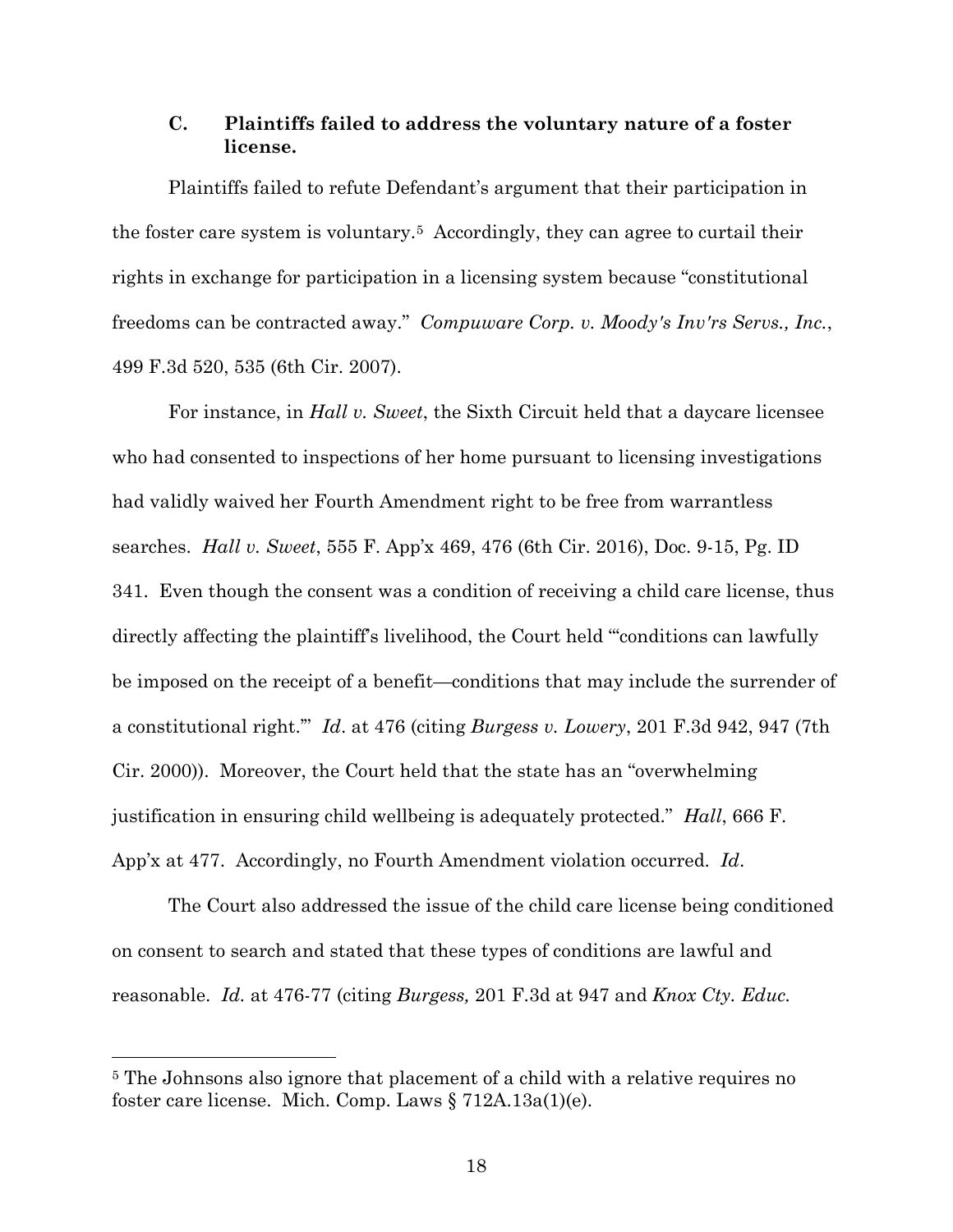### C. Plaintiffs failed to address the voluntary nature of a foster license.

Plaintiffs failed to refute Defendant's argument that their participation in the foster care system is voluntary.[5] Accordingly, they can agree to curtail their rights in exchange for participation in a licensing system because "constitutional freedoms can be contracted away." *Compuware Corp. v. Moody's Inv'rs Servs., Inc.*, 499 F.3d 520, 535 (6th Cir. 2007).

For instance, in *Hall v. Sweet*, the Sixth Circuit held that a daycare licensee who had consented to inspections of her home pursuant to licensing investigations had validly waived her Fourth Amendment right to be free from warrantless searches. *Hall v. Sweet*, 555 F. App'x 469, 476 (6th Cir. 2016), Doc. 9-15, Pg. ID 341. Even though the consent was a condition of receiving a child care license, thus directly affecting the plaintiff's livelihood, the Court held "'conditions can lawfully be imposed on the receipt of a benefit—conditions that may include the surrender of a constitutional right.'" *Id*. at 476 (citing *Burgess v. Lowery*, 201 F.3d 942, 947 (7th Cir. 2000)). Moreover, the Court held that the state has an "overwhelming justification in ensuring child wellbeing is adequately protected." *Hall*, 666 F. App'x at 477. Accordingly, no Fourth Amendment violation occurred. *Id*.

The Court also addressed the issue of the child care license being conditioned on consent to search and stated that these types of conditions are lawful and reasonable. *Id.* at 476-77 (citing *Burgess,* 201 F.3d at 947 and *Knox Cty. Educ.*

---

[5] The Johnsons also ignore that placement of a child with a relative requires no foster care license. Mich. Comp. Laws § 712A.13a(1)(e).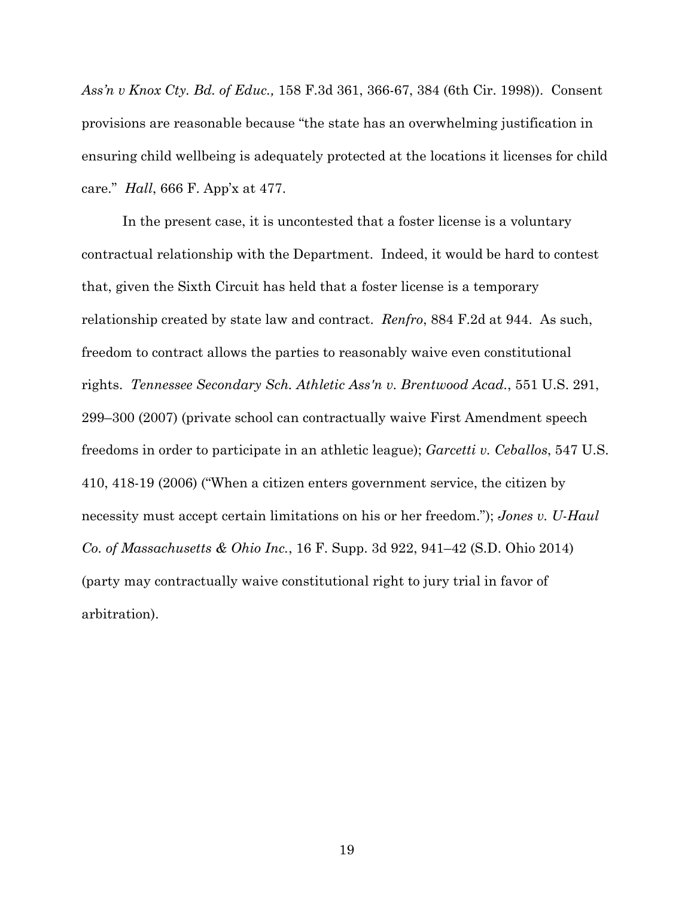*Ass'n v Knox Cty. Bd. of Educ.,* 158 F.3d 361, 366-67, 384 (6th Cir. 1998)). Consent provisions are reasonable because "the state has an overwhelming justification in ensuring child wellbeing is adequately protected at the locations it licenses for child care." *Hall*, 666 F. App'x at 477.

In the present case, it is uncontested that a foster license is a voluntary contractual relationship with the Department. Indeed, it would be hard to contest that, given the Sixth Circuit has held that a foster license is a temporary relationship created by state law and contract. *Renfro*, 884 F.2d at 944. As such, freedom to contract allows the parties to reasonably waive even constitutional rights. *Tennessee Secondary Sch. Athletic Ass'n v. Brentwood Acad.*, 551 U.S. 291, 299–300 (2007) (private school can contractually waive First Amendment speech freedoms in order to participate in an athletic league); *Garcetti v. Ceballos*, 547 U.S. 410, 418-19 (2006) ("When a citizen enters government service, the citizen by necessity must accept certain limitations on his or her freedom."); *Jones v. U-Haul Co. of Massachusetts & Ohio Inc.*, 16 F. Supp. 3d 922, 941–42 (S.D. Ohio 2014) (party may contractually waive constitutional right to jury trial in favor of arbitration).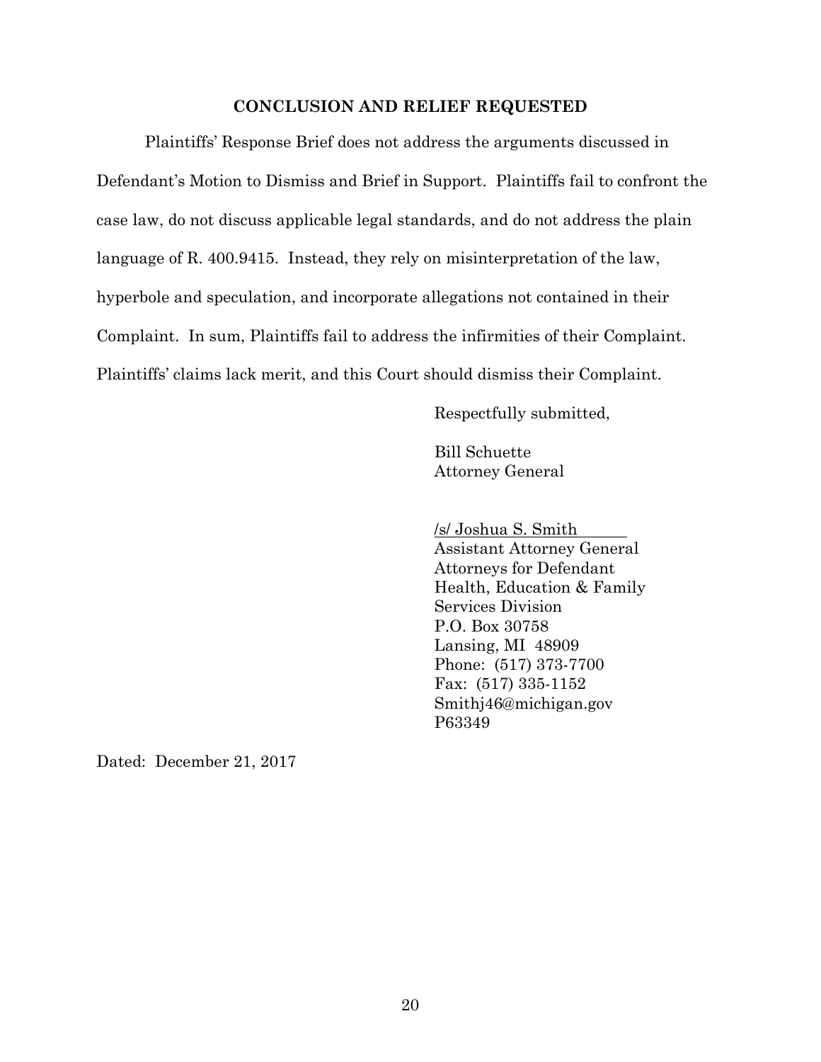## CONCLUSION AND RELIEF REQUESTED

Plaintiffs' Response Brief does not address the arguments discussed in Defendant's Motion to Dismiss and Brief in Support. Plaintiffs fail to confront the case law, do not discuss applicable legal standards, and do not address the plain language of R. 400.9415. Instead, they rely on misinterpretation of the law, hyperbole and speculation, and incorporate allegations not contained in their Complaint. In sum, Plaintiffs fail to address the infirmities of their Complaint. Plaintiffs' claims lack merit, and this Court should dismiss their Complaint.

Respectfully submitted,

Bill Schuette
Attorney General

/s/ Joshua S. Smith
Assistant Attorney General
Attorneys for Defendant
Health, Education & Family
Services Division
P.O. Box 30758
Lansing, MI 48909
Phone: (517) 373-7700
Fax: (517) 335-1152
Smithj46@michigan.gov
P63349

Dated: December 21, 2017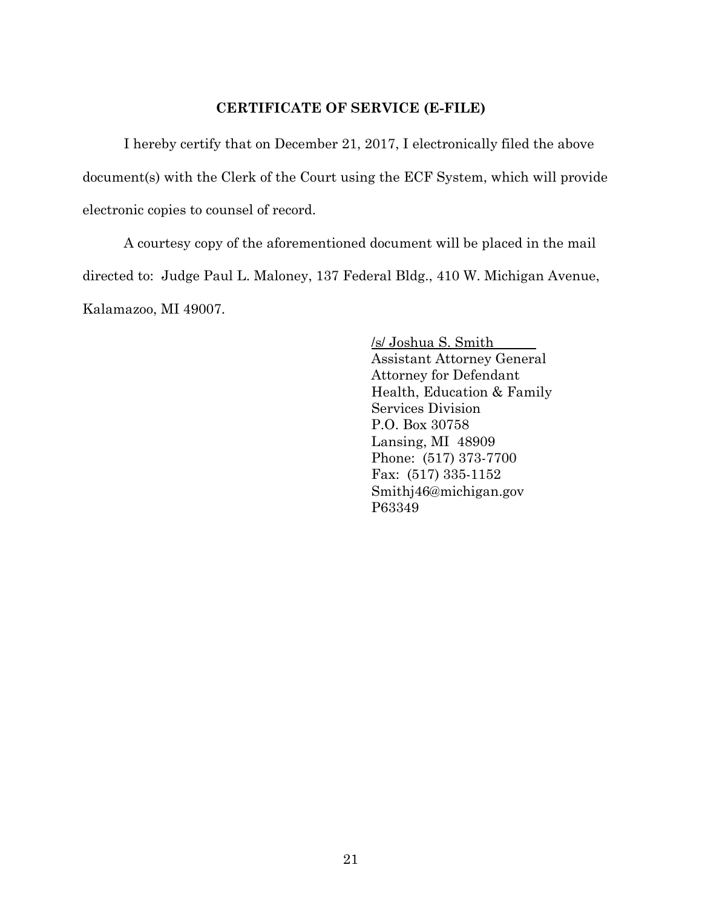**CERTIFICATE OF SERVICE (E-FILE)**

I hereby certify that on December 21, 2017, I electronically filed the above document(s) with the Clerk of the Court using the ECF System, which will provide electronic copies to counsel of record.

A courtesy copy of the aforementioned document will be placed in the mail directed to: Judge Paul L. Maloney, 137 Federal Bldg., 410 W. Michigan Avenue, Kalamazoo, MI 49007.

/s/ Joshua S. Smith
Assistant Attorney General
Attorney for Defendant
Health, Education & Family
Services Division
P.O. Box 30758
Lansing, MI 48909
Phone: (517) 373-7700
Fax: (517) 335-1152
Smithj46@michigan.gov
P63349